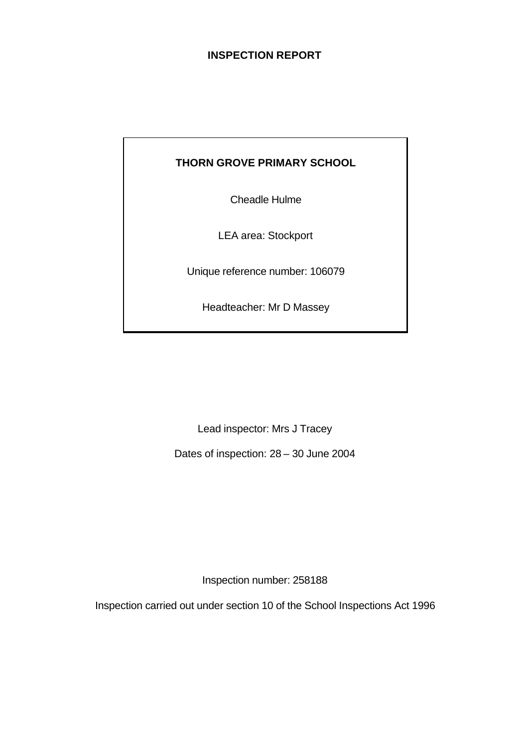# INSPECTION REPORT

**THORN GROVE PRIMARY SCHOOL**

Cheadle Hulme

LEA area: Stockport

Unique reference number: 106079

Headteacher: Mr D Massey

Lead inspector: Mrs J Tracey

Dates of inspection: 28 – 30 June 2004

Inspection number: 258188

Inspection carried out under section 10 of the School Inspections Act 1996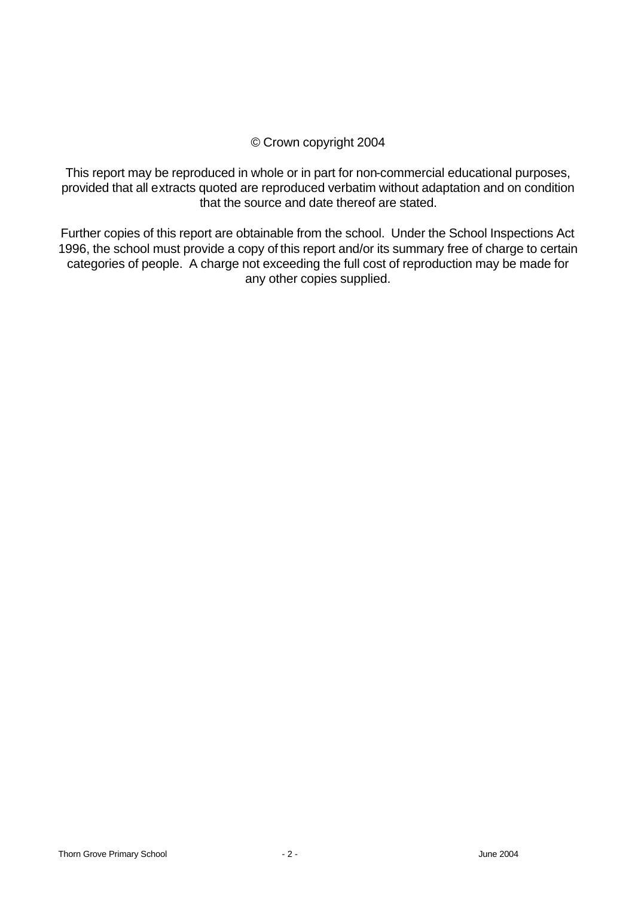© Crown copyright 2004

This report may be reproduced in whole or in part for non-commercial educational purposes, provided that all extracts quoted are reproduced verbatim without adaptation and on condition that the source and date thereof are stated.

Further copies of this report are obtainable from the school. Under the School Inspections Act 1996, the school must provide a copy of this report and/or its summary free of charge to certain categories of people. A charge not exceeding the full cost of reproduction may be made for any other copies supplied.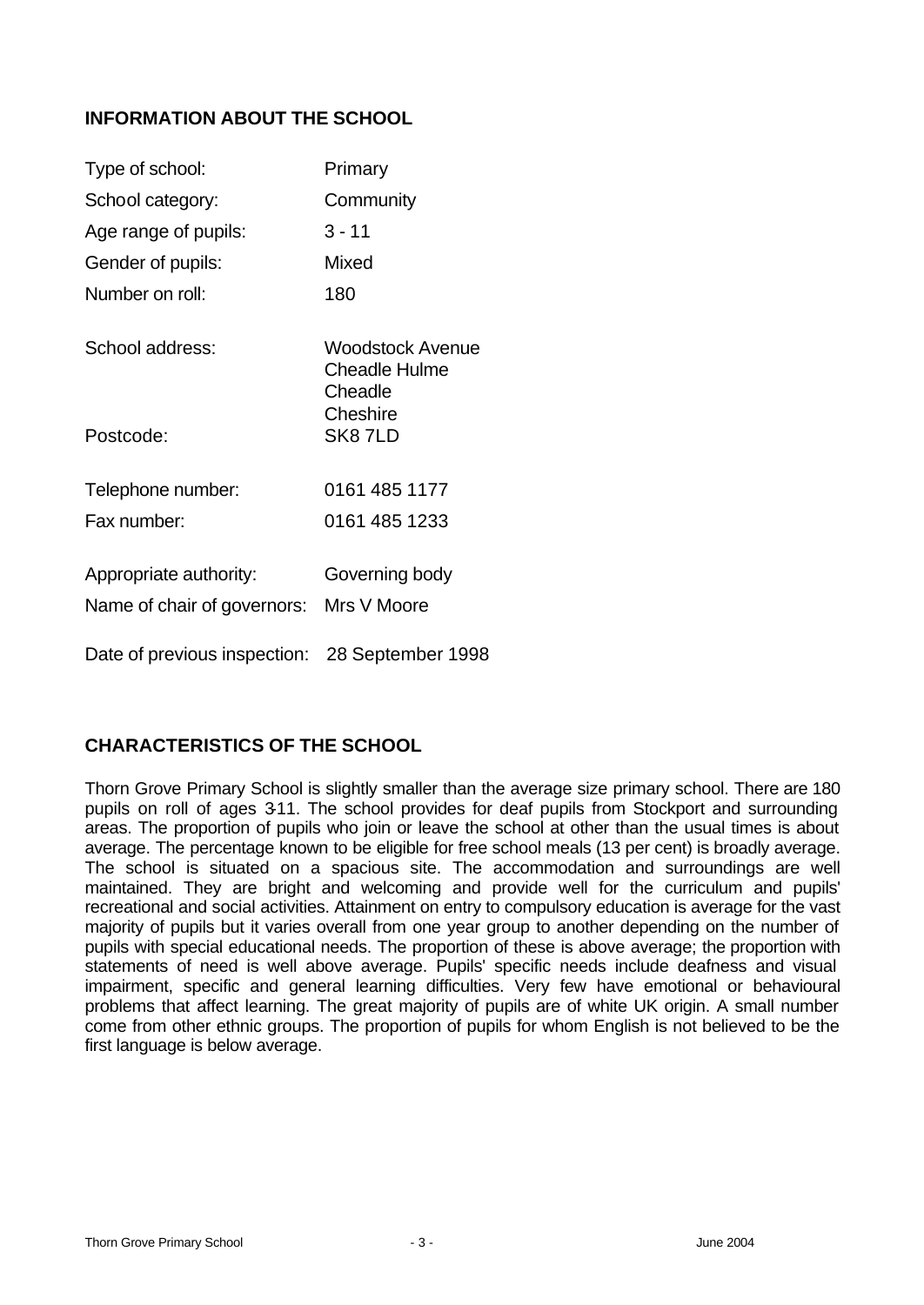## INFORMATION ABOUT THE SCHOOL

| | |
|---|---|
| Type of school: | Primary |
| School category: | Community |
| Age range of pupils: | 3 - 11 |
| Gender of pupils: | Mixed |
| Number on roll: | 180 |
| School address: | Woodstock Avenue<br>Cheadle Hulme<br>Cheadle<br>Cheshire |
| Postcode: | SK8 7LD |
| Telephone number: | 0161 485 1177 |
| Fax number: | 0161 485 1233 |
| Appropriate authority: | Governing body |
| Name of chair of governors: | Mrs V Moore |
| Date of previous inspection: | 28 September 1998 |

## CHARACTERISTICS OF THE SCHOOL

Thorn Grove Primary School is slightly smaller than the average size primary school. There are 180 pupils on roll of ages 3-11. The school provides for deaf pupils from Stockport and surrounding areas. The proportion of pupils who join or leave the school at other than the usual times is about average. The percentage known to be eligible for free school meals (13 per cent) is broadly average. The school is situated on a spacious site. The accommodation and surroundings are well maintained. They are bright and welcoming and provide well for the curriculum and pupils' recreational and social activities. Attainment on entry to compulsory education is average for the vast majority of pupils but it varies overall from one year group to another depending on the number of pupils with special educational needs. The proportion of these is above average; the proportion with statements of need is well above average. Pupils' specific needs include deafness and visual impairment, specific and general learning difficulties. Very few have emotional or behavioural problems that affect learning. The great majority of pupils are of white UK origin. A small number come from other ethnic groups. The proportion of pupils for whom English is not believed to be the first language is below average.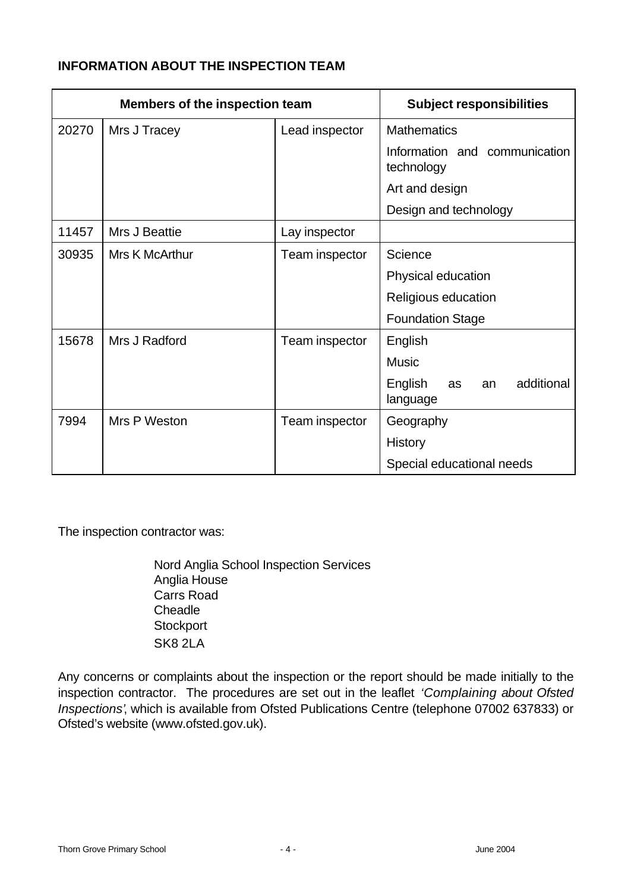## INFORMATION ABOUT THE INSPECTION TEAM

| Members of the inspection team | | | Subject responsibilities |
|---|---|---|---|
| 20270 | Mrs J Tracey | Lead inspector | Mathematics |
| | | | Information and communication technology |
| | | | Art and design |
| | | | Design and technology |
| 11457 | Mrs J Beattie | Lay inspector | |
| 30935 | Mrs K McArthur | Team inspector | Science |
| | | | Physical education |
| | | | Religious education |
| | | | Foundation Stage |
| 15678 | Mrs J Radford | Team inspector | English |
| | | | Music |
| | | | English as an additional language |
| 7994 | Mrs P Weston | Team inspector | Geography |
| | | | History |
| | | | Special educational needs |

The inspection contractor was:

Nord Anglia School Inspection Services
Anglia House
Carrs Road
Cheadle
Stockport
SK8 2LA

Any concerns or complaints about the inspection or the report should be made initially to the inspection contractor. The procedures are set out in the leaflet *'Complaining about Ofsted Inspections'*, which is available from Ofsted Publications Centre (telephone 07002 637833) or Ofsted's website (www.ofsted.gov.uk).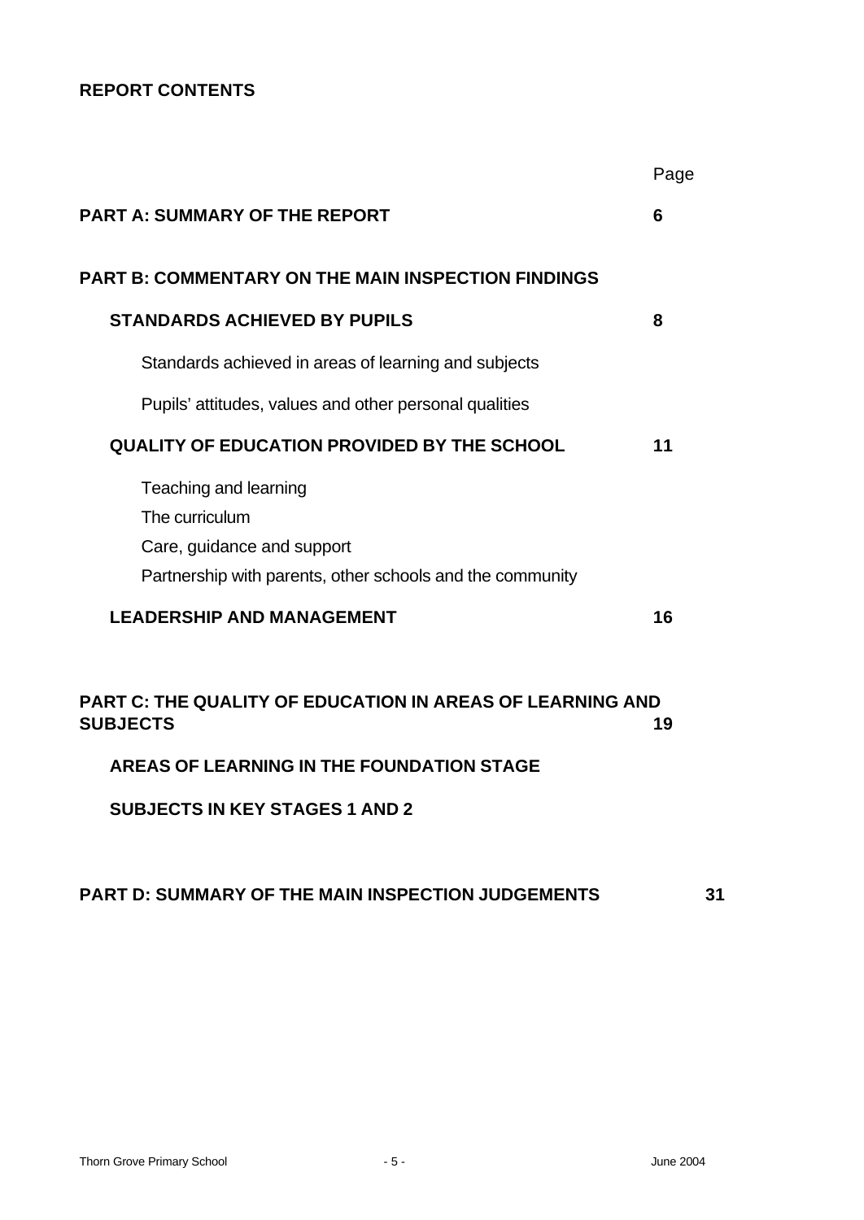## REPORT CONTENTS

| | Page |
|---|---|
| **PART A: SUMMARY OF THE REPORT** | **6** |
| **PART B: COMMENTARY ON THE MAIN INSPECTION FINDINGS** | |
| **STANDARDS ACHIEVED BY PUPILS** | **8** |
| Standards achieved in areas of learning and subjects | |
| Pupils' attitudes, values and other personal qualities | |
| **QUALITY OF EDUCATION PROVIDED BY THE SCHOOL** | **11** |
| Teaching and learning | |
| The curriculum | |
| Care, guidance and support | |
| Partnership with parents, other schools and the community | |
| **LEADERSHIP AND MANAGEMENT** | **16** |
| **PART C: THE QUALITY OF EDUCATION IN AREAS OF LEARNING AND SUBJECTS** | **19** |
| **AREAS OF LEARNING IN THE FOUNDATION STAGE** | |
| **SUBJECTS IN KEY STAGES 1 AND 2** | |
| **PART D: SUMMARY OF THE MAIN INSPECTION JUDGEMENTS** | **31** |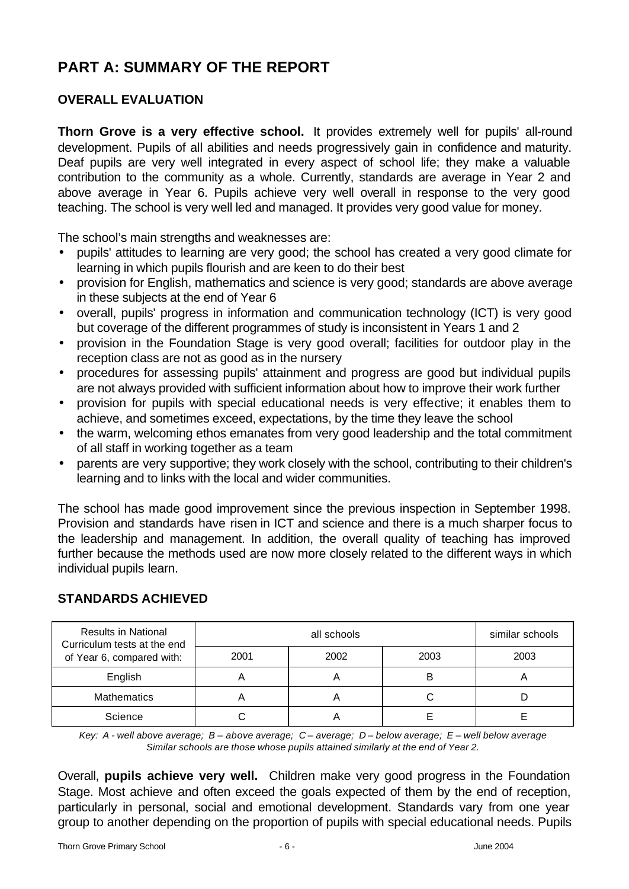# PART A: SUMMARY OF THE REPORT

## OVERALL EVALUATION

**Thorn Grove is a very effective school.** It provides extremely well for pupils' all-round development. Pupils of all abilities and needs progressively gain in confidence and maturity. Deaf pupils are very well integrated in every aspect of school life; they make a valuable contribution to the community as a whole. Currently, standards are average in Year 2 and above average in Year 6. Pupils achieve very well overall in response to the very good teaching. The school is very well led and managed. It provides very good value for money.

The school's main strengths and weaknesses are:

- pupils' attitudes to learning are very good; the school has created a very good climate for learning in which pupils flourish and are keen to do their best
- provision for English, mathematics and science is very good; standards are above average in these subjects at the end of Year 6
- overall, pupils' progress in information and communication technology (ICT) is very good but coverage of the different programmes of study is inconsistent in Years 1 and 2
- provision in the Foundation Stage is very good overall; facilities for outdoor play in the reception class are not as good as in the nursery
- procedures for assessing pupils' attainment and progress are good but individual pupils are not always provided with sufficient information about how to improve their work further
- provision for pupils with special educational needs is very effective; it enables them to achieve, and sometimes exceed, expectations, by the time they leave the school
- the warm, welcoming ethos emanates from very good leadership and the total commitment of all staff in working together as a team
- parents are very supportive; they work closely with the school, contributing to their children's learning and to links with the local and wider communities.

The school has made good improvement since the previous inspection in September 1998. Provision and standards have risen in ICT and science and there is a much sharper focus to the leadership and management. In addition, the overall quality of teaching has improved further because the methods used are now more closely related to the different ways in which individual pupils learn.

## STANDARDS ACHIEVED

| Results in National Curriculum tests at the end of Year 6, compared with: | all schools | | | similar schools |
|---|---|---|---|---|
| | 2001 | 2002 | 2003 | 2003 |
| English | A | A | B | A |
| Mathematics | A | A | C | D |
| Science | C | A | E | E |

*Key: A - well above average; B – above average; C – average; D – below average; E – well below average*
*Similar schools are those whose pupils attained similarly at the end of Year 2.*

Overall, **pupils achieve very well.** Children make very good progress in the Foundation Stage. Most achieve and often exceed the goals expected of them by the end of reception, particularly in personal, social and emotional development. Standards vary from one year group to another depending on the proportion of pupils with special educational needs. Pupils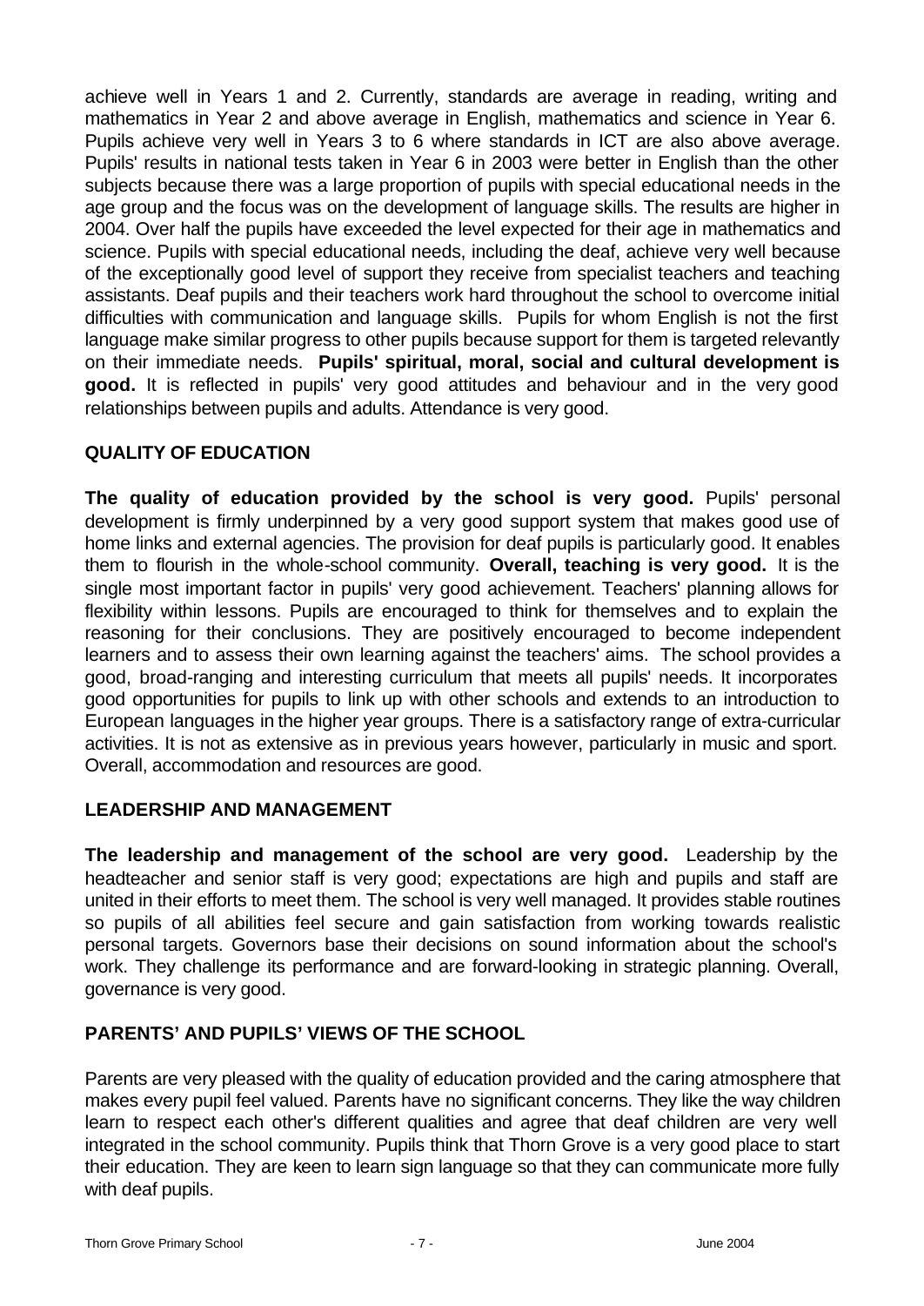achieve well in Years 1 and 2. Currently, standards are average in reading, writing and mathematics in Year 2 and above average in English, mathematics and science in Year 6. Pupils achieve very well in Years 3 to 6 where standards in ICT are also above average. Pupils' results in national tests taken in Year 6 in 2003 were better in English than the other subjects because there was a large proportion of pupils with special educational needs in the age group and the focus was on the development of language skills. The results are higher in 2004. Over half the pupils have exceeded the level expected for their age in mathematics and science. Pupils with special educational needs, including the deaf, achieve very well because of the exceptionally good level of support they receive from specialist teachers and teaching assistants. Deaf pupils and their teachers work hard throughout the school to overcome initial difficulties with communication and language skills. Pupils for whom English is not the first language make similar progress to other pupils because support for them is targeted relevantly on their immediate needs. **Pupils' spiritual, moral, social and cultural development is good.** It is reflected in pupils' very good attitudes and behaviour and in the very good relationships between pupils and adults. Attendance is very good.

## QUALITY OF EDUCATION

**The quality of education provided by the school is very good.** Pupils' personal development is firmly underpinned by a very good support system that makes good use of home links and external agencies. The provision for deaf pupils is particularly good. It enables them to flourish in the whole-school community. **Overall, teaching is very good.** It is the single most important factor in pupils' very good achievement. Teachers' planning allows for flexibility within lessons. Pupils are encouraged to think for themselves and to explain the reasoning for their conclusions. They are positively encouraged to become independent learners and to assess their own learning against the teachers' aims. The school provides a good, broad-ranging and interesting curriculum that meets all pupils' needs. It incorporates good opportunities for pupils to link up with other schools and extends to an introduction to European languages in the higher year groups. There is a satisfactory range of extra-curricular activities. It is not as extensive as in previous years however, particularly in music and sport. Overall, accommodation and resources are good.

## LEADERSHIP AND MANAGEMENT

**The leadership and management of the school are very good.** Leadership by the headteacher and senior staff is very good; expectations are high and pupils and staff are united in their efforts to meet them. The school is very well managed. It provides stable routines so pupils of all abilities feel secure and gain satisfaction from working towards realistic personal targets. Governors base their decisions on sound information about the school's work. They challenge its performance and are forward-looking in strategic planning. Overall, governance is very good.

## PARENTS' AND PUPILS' VIEWS OF THE SCHOOL

Parents are very pleased with the quality of education provided and the caring atmosphere that makes every pupil feel valued. Parents have no significant concerns. They like the way children learn to respect each other's different qualities and agree that deaf children are very well integrated in the school community. Pupils think that Thorn Grove is a very good place to start their education. They are keen to learn sign language so that they can communicate more fully with deaf pupils.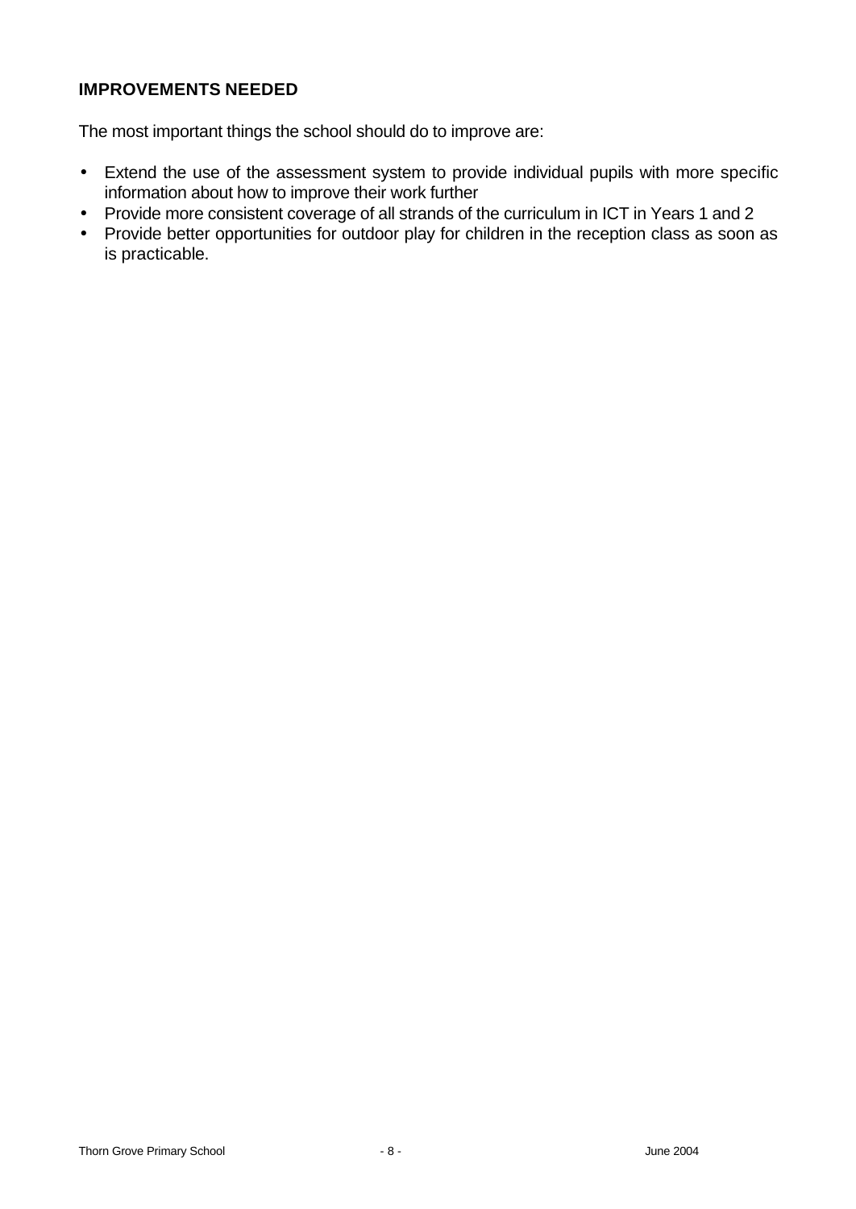### IMPROVEMENTS NEEDED

The most important things the school should do to improve are:

- Extend the use of the assessment system to provide individual pupils with more specific information about how to improve their work further
- Provide more consistent coverage of all strands of the curriculum in ICT in Years 1 and 2
- Provide better opportunities for outdoor play for children in the reception class as soon as is practicable.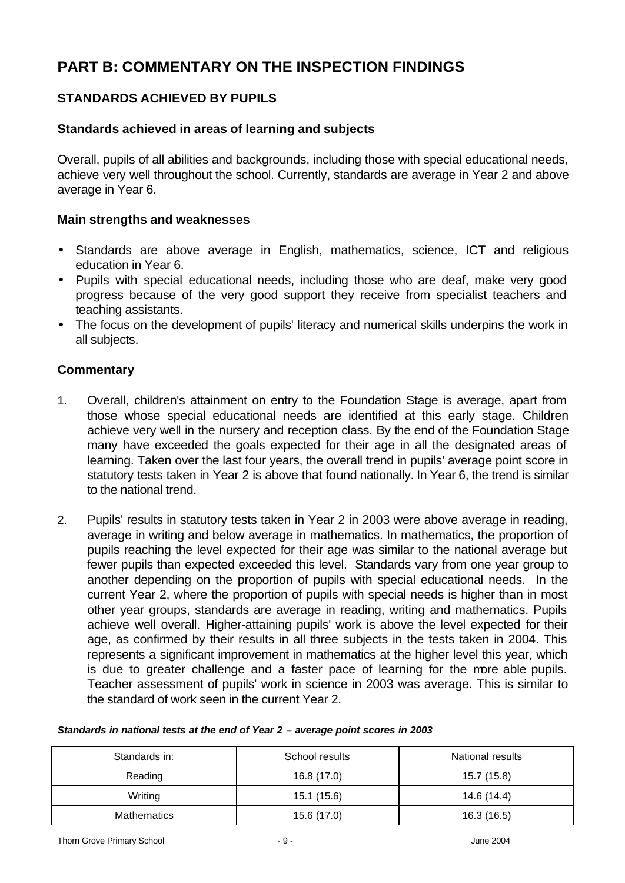# PART B: COMMENTARY ON THE INSPECTION FINDINGS

## STANDARDS ACHIEVED BY PUPILS

### Standards achieved in areas of learning and subjects

Overall, pupils of all abilities and backgrounds, including those with special educational needs, achieve very well throughout the school. Currently, standards are average in Year 2 and above average in Year 6.

### Main strengths and weaknesses

- Standards are above average in English, mathematics, science, ICT and religious education in Year 6.
- Pupils with special educational needs, including those who are deaf, make very good progress because of the very good support they receive from specialist teachers and teaching assistants.
- The focus on the development of pupils' literacy and numerical skills underpins the work in all subjects.

### Commentary

1. Overall, children's attainment on entry to the Foundation Stage is average, apart from those whose special educational needs are identified at this early stage. Children achieve very well in the nursery and reception class. By the end of the Foundation Stage many have exceeded the goals expected for their age in all the designated areas of learning. Taken over the last four years, the overall trend in pupils' average point score in statutory tests taken in Year 2 is above that found nationally. In Year 6, the trend is similar to the national trend.

2. Pupils' results in statutory tests taken in Year 2 in 2003 were above average in reading, average in writing and below average in mathematics. In mathematics, the proportion of pupils reaching the level expected for their age was similar to the national average but fewer pupils than expected exceeded this level. Standards vary from one year group to another depending on the proportion of pupils with special educational needs. In the current Year 2, where the proportion of pupils with special needs is higher than in most other year groups, standards are average in reading, writing and mathematics. Pupils achieve well overall. Higher-attaining pupils' work is above the level expected for their age, as confirmed by their results in all three subjects in the tests taken in 2004. This represents a significant improvement in mathematics at the higher level this year, which is due to greater challenge and a faster pace of learning for the more able pupils. Teacher assessment of pupils' work in science in 2003 was average. This is similar to the standard of work seen in the current Year 2.

***Standards in national tests at the end of Year 2 – average point scores in 2003***

| Standards in: | School results | National results |
|---|---|---|
| Reading | 16.8 (17.0) | 15.7 (15.8) |
| Writing | 15.1 (15.6) | 14.6 (14.4) |
| Mathematics | 15.6 (17.0) | 16.3 (16.5) |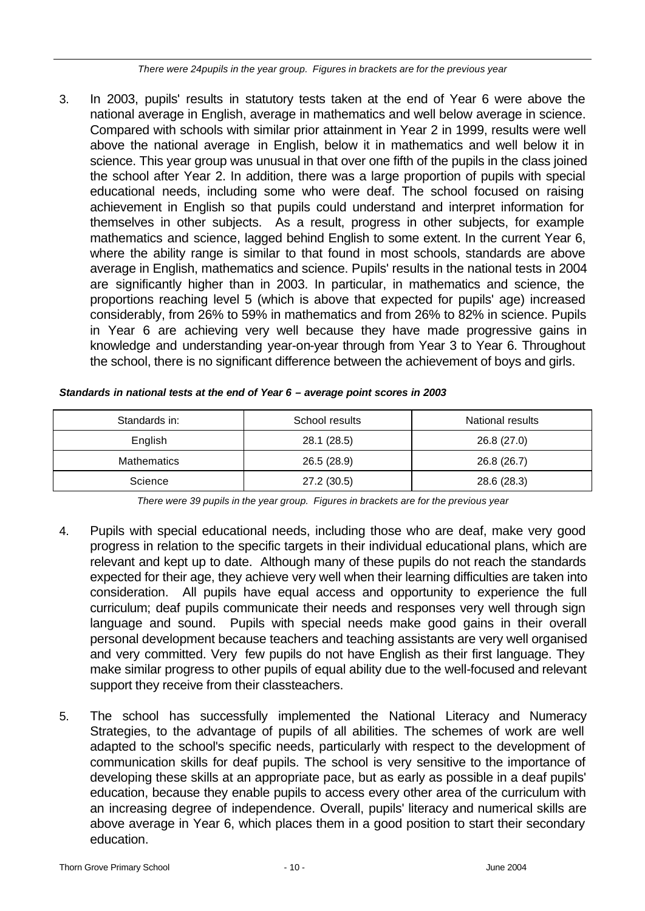*There were 24pupils in the year group. Figures in brackets are for the previous year*

3. In 2003, pupils' results in statutory tests taken at the end of Year 6 were above the national average in English, average in mathematics and well below average in science. Compared with schools with similar prior attainment in Year 2 in 1999, results were well above the national average in English, below it in mathematics and well below it in science. This year group was unusual in that over one fifth of the pupils in the class joined the school after Year 2. In addition, there was a large proportion of pupils with special educational needs, including some who were deaf. The school focused on raising achievement in English so that pupils could understand and interpret information for themselves in other subjects. As a result, progress in other subjects, for example mathematics and science, lagged behind English to some extent. In the current Year 6, where the ability range is similar to that found in most schools, standards are above average in English, mathematics and science. Pupils' results in the national tests in 2004 are significantly higher than in 2003. In particular, in mathematics and science, the proportions reaching level 5 (which is above that expected for pupils' age) increased considerably, from 26% to 59% in mathematics and from 26% to 82% in science. Pupils in Year 6 are achieving very well because they have made progressive gains in knowledge and understanding year-on-year through from Year 3 to Year 6. Throughout the school, there is no significant difference between the achievement of boys and girls.

***Standards in national tests at the end of Year 6 – average point scores in 2003***

| Standards in: | School results | National results |
| --- | --- | --- |
| English | 28.1 (28.5) | 26.8 (27.0) |
| Mathematics | 26.5 (28.9) | 26.8 (26.7) |
| Science | 27.2 (30.5) | 28.6 (28.3) |

*There were 39 pupils in the year group. Figures in brackets are for the previous year*

4. Pupils with special educational needs, including those who are deaf, make very good progress in relation to the specific targets in their individual educational plans, which are relevant and kept up to date. Although many of these pupils do not reach the standards expected for their age, they achieve very well when their learning difficulties are taken into consideration. All pupils have equal access and opportunity to experience the full curriculum; deaf pupils communicate their needs and responses very well through sign language and sound. Pupils with special needs make good gains in their overall personal development because teachers and teaching assistants are very well organised and very committed. Very few pupils do not have English as their first language. They make similar progress to other pupils of equal ability due to the well-focused and relevant support they receive from their classteachers.

5. The school has successfully implemented the National Literacy and Numeracy Strategies, to the advantage of pupils of all abilities. The schemes of work are well adapted to the school's specific needs, particularly with respect to the development of communication skills for deaf pupils. The school is very sensitive to the importance of developing these skills at an appropriate pace, but as early as possible in a deaf pupils' education, because they enable pupils to access every other area of the curriculum with an increasing degree of independence. Overall, pupils' literacy and numerical skills are above average in Year 6, which places them in a good position to start their secondary education.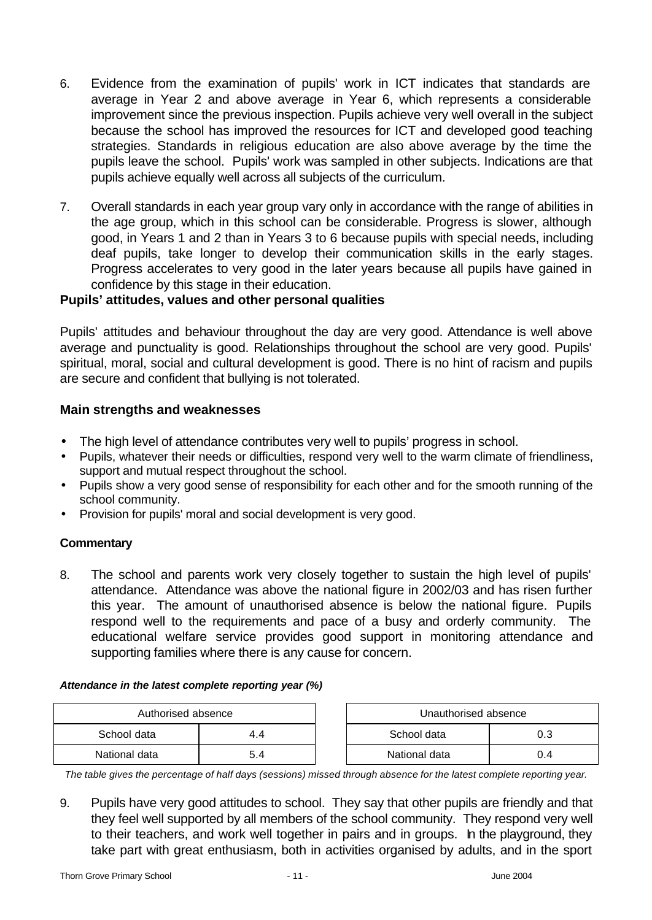6. Evidence from the examination of pupils' work in ICT indicates that standards are average in Year 2 and above average in Year 6, which represents a considerable improvement since the previous inspection. Pupils achieve very well overall in the subject because the school has improved the resources for ICT and developed good teaching strategies. Standards in religious education are also above average by the time the pupils leave the school. Pupils' work was sampled in other subjects. Indications are that pupils achieve equally well across all subjects of the curriculum.

7. Overall standards in each year group vary only in accordance with the range of abilities in the age group, which in this school can be considerable. Progress is slower, although good, in Years 1 and 2 than in Years 3 to 6 because pupils with special needs, including deaf pupils, take longer to develop their communication skills in the early stages. Progress accelerates to very good in the later years because all pupils have gained in confidence by this stage in their education.

### Pupils' attitudes, values and other personal qualities

Pupils' attitudes and behaviour throughout the day are very good. Attendance is well above average and punctuality is good. Relationships throughout the school are very good. Pupils' spiritual, moral, social and cultural development is good. There is no hint of racism and pupils are secure and confident that bullying is not tolerated.

### Main strengths and weaknesses

- The high level of attendance contributes very well to pupils' progress in school.
- Pupils, whatever their needs or difficulties, respond very well to the warm climate of friendliness, support and mutual respect throughout the school.
- Pupils show a very good sense of responsibility for each other and for the smooth running of the school community.
- Provision for pupils' moral and social development is very good.

#### Commentary

8. The school and parents work very closely together to sustain the high level of pupils' attendance. Attendance was above the national figure in 2002/03 and has risen further this year. The amount of unauthorised absence is below the national figure. Pupils respond well to the requirements and pace of a busy and orderly community. The educational welfare service provides good support in monitoring attendance and supporting families where there is any cause for concern.

***Attendance in the latest complete reporting year (%)***

| Authorised absence | |
|---|---|
| School data | 4.4 |
| National data | 5.4 |

| Unauthorised absence | |
|---|---|
| School data | 0.3 |
| National data | 0.4 |

*The table gives the percentage of half days (sessions) missed through absence for the latest complete reporting year.*

9. Pupils have very good attitudes to school. They say that other pupils are friendly and that they feel well supported by all members of the school community. They respond very well to their teachers, and work well together in pairs and in groups. In the playground, they take part with great enthusiasm, both in activities organised by adults, and in the sport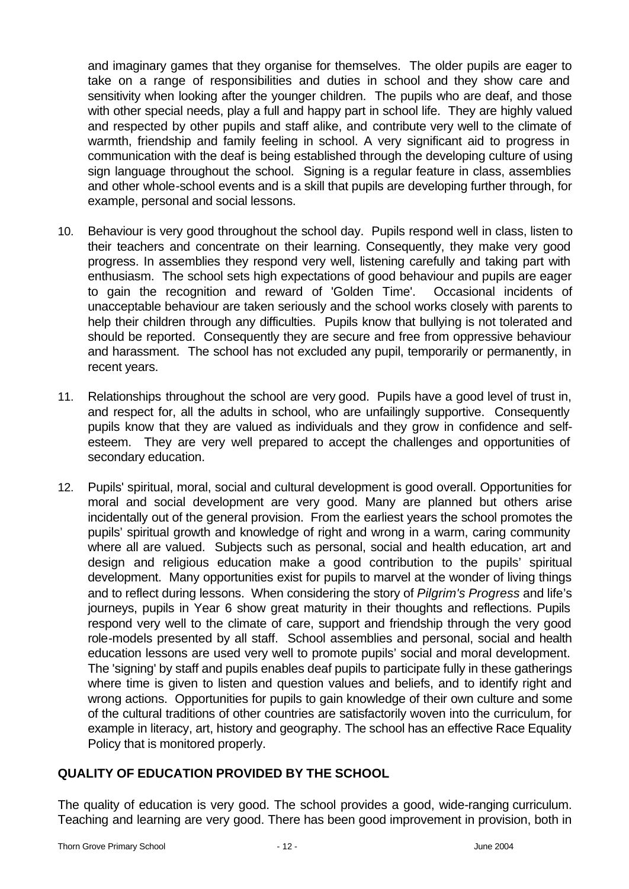and imaginary games that they organise for themselves. The older pupils are eager to take on a range of responsibilities and duties in school and they show care and sensitivity when looking after the younger children. The pupils who are deaf, and those with other special needs, play a full and happy part in school life. They are highly valued and respected by other pupils and staff alike, and contribute very well to the climate of warmth, friendship and family feeling in school. A very significant aid to progress in communication with the deaf is being established through the developing culture of using sign language throughout the school. Signing is a regular feature in class, assemblies and other whole-school events and is a skill that pupils are developing further through, for example, personal and social lessons.

10. Behaviour is very good throughout the school day. Pupils respond well in class, listen to their teachers and concentrate on their learning. Consequently, they make very good progress. In assemblies they respond very well, listening carefully and taking part with enthusiasm. The school sets high expectations of good behaviour and pupils are eager to gain the recognition and reward of 'Golden Time'. Occasional incidents of unacceptable behaviour are taken seriously and the school works closely with parents to help their children through any difficulties. Pupils know that bullying is not tolerated and should be reported. Consequently they are secure and free from oppressive behaviour and harassment. The school has not excluded any pupil, temporarily or permanently, in recent years.

11. Relationships throughout the school are very good. Pupils have a good level of trust in, and respect for, all the adults in school, who are unfailingly supportive. Consequently pupils know that they are valued as individuals and they grow in confidence and self-esteem. They are very well prepared to accept the challenges and opportunities of secondary education.

12. Pupils' spiritual, moral, social and cultural development is good overall. Opportunities for moral and social development are very good. Many are planned but others arise incidentally out of the general provision. From the earliest years the school promotes the pupils' spiritual growth and knowledge of right and wrong in a warm, caring community where all are valued. Subjects such as personal, social and health education, art and design and religious education make a good contribution to the pupils' spiritual development. Many opportunities exist for pupils to marvel at the wonder of living things and to reflect during lessons. When considering the story of *Pilgrim's Progress* and life's journeys, pupils in Year 6 show great maturity in their thoughts and reflections. Pupils respond very well to the climate of care, support and friendship through the very good role-models presented by all staff. School assemblies and personal, social and health education lessons are used very well to promote pupils' social and moral development. The 'signing' by staff and pupils enables deaf pupils to participate fully in these gatherings where time is given to listen and question values and beliefs, and to identify right and wrong actions. Opportunities for pupils to gain knowledge of their own culture and some of the cultural traditions of other countries are satisfactorily woven into the curriculum, for example in literacy, art, history and geography. The school has an effective Race Equality Policy that is monitored properly.

## QUALITY OF EDUCATION PROVIDED BY THE SCHOOL

The quality of education is very good. The school provides a good, wide-ranging curriculum. Teaching and learning are very good. There has been good improvement in provision, both in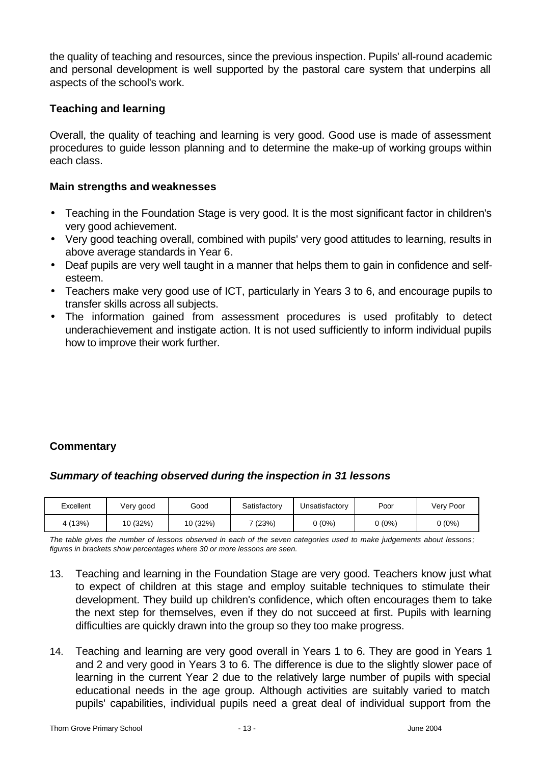the quality of teaching and resources, since the previous inspection. Pupils' all-round academic and personal development is well supported by the pastoral care system that underpins all aspects of the school's work.

### Teaching and learning

Overall, the quality of teaching and learning is very good. Good use is made of assessment procedures to guide lesson planning and to determine the make-up of working groups within each class.

### Main strengths and weaknesses

- Teaching in the Foundation Stage is very good. It is the most significant factor in children's very good achievement.
- Very good teaching overall, combined with pupils' very good attitudes to learning, results in above average standards in Year 6.
- Deaf pupils are very well taught in a manner that helps them to gain in confidence and self-esteem.
- Teachers make very good use of ICT, particularly in Years 3 to 6, and encourage pupils to transfer skills across all subjects.
- The information gained from assessment procedures is used profitably to detect underachievement and instigate action. It is not used sufficiently to inform individual pupils how to improve their work further.

### Commentary

#### *Summary of teaching observed during the inspection in 31 lessons*

| Excellent | Very good | Good | Satisfactory | Unsatisfactory | Poor | Very Poor |
|---|---|---|---|---|---|---|
| 4 (13%) | 10 (32%) | 10 (32%) | 7 (23%) | 0 (0%) | 0 (0%) | 0 (0%) |

*The table gives the number of lessons observed in each of the seven categories used to make judgements about lessons; figures in brackets show percentages where 30 or more lessons are seen.*

13. Teaching and learning in the Foundation Stage are very good. Teachers know just what to expect of children at this stage and employ suitable techniques to stimulate their development. They build up children's confidence, which often encourages them to take the next step for themselves, even if they do not succeed at first. Pupils with learning difficulties are quickly drawn into the group so they too make progress.

14. Teaching and learning are very good overall in Years 1 to 6. They are good in Years 1 and 2 and very good in Years 3 to 6. The difference is due to the slightly slower pace of learning in the current Year 2 due to the relatively large number of pupils with special educational needs in the age group. Although activities are suitably varied to match pupils' capabilities, individual pupils need a great deal of individual support from the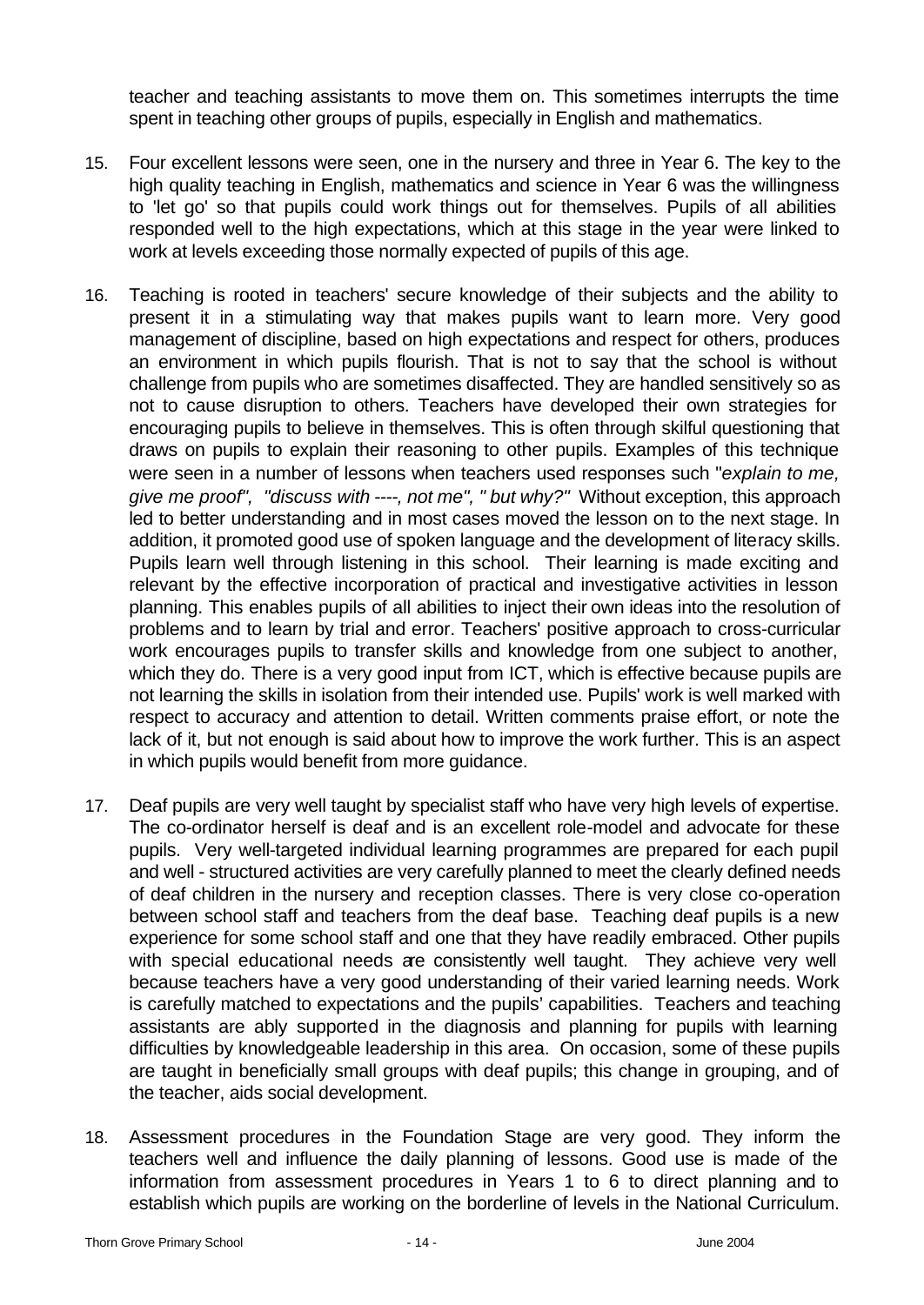teacher and teaching assistants to move them on. This sometimes interrupts the time spent in teaching other groups of pupils, especially in English and mathematics.

15. Four excellent lessons were seen, one in the nursery and three in Year 6. The key to the high quality teaching in English, mathematics and science in Year 6 was the willingness to 'let go' so that pupils could work things out for themselves. Pupils of all abilities responded well to the high expectations, which at this stage in the year were linked to work at levels exceeding those normally expected of pupils of this age.

16. Teaching is rooted in teachers' secure knowledge of their subjects and the ability to present it in a stimulating way that makes pupils want to learn more. Very good management of discipline, based on high expectations and respect for others, produces an environment in which pupils flourish. That is not to say that the school is without challenge from pupils who are sometimes disaffected. They are handled sensitively so as not to cause disruption to others. Teachers have developed their own strategies for encouraging pupils to believe in themselves. This is often through skilful questioning that draws on pupils to explain their reasoning to other pupils. Examples of this technique were seen in a number of lessons when teachers used responses such "*explain to me, give me proof", "discuss with ----, not me", " but why?"* Without exception, this approach led to better understanding and in most cases moved the lesson on to the next stage. In addition, it promoted good use of spoken language and the development of literacy skills. Pupils learn well through listening in this school. Their learning is made exciting and relevant by the effective incorporation of practical and investigative activities in lesson planning. This enables pupils of all abilities to inject their own ideas into the resolution of problems and to learn by trial and error. Teachers' positive approach to cross-curricular work encourages pupils to transfer skills and knowledge from one subject to another, which they do. There is a very good input from ICT, which is effective because pupils are not learning the skills in isolation from their intended use. Pupils' work is well marked with respect to accuracy and attention to detail. Written comments praise effort, or note the lack of it, but not enough is said about how to improve the work further. This is an aspect in which pupils would benefit from more guidance.

17. Deaf pupils are very well taught by specialist staff who have very high levels of expertise. The co-ordinator herself is deaf and is an excellent role-model and advocate for these pupils. Very well-targeted individual learning programmes are prepared for each pupil and well - structured activities are very carefully planned to meet the clearly defined needs of deaf children in the nursery and reception classes. There is very close co-operation between school staff and teachers from the deaf base. Teaching deaf pupils is a new experience for some school staff and one that they have readily embraced. Other pupils with special educational needs are consistently well taught. They achieve very well because teachers have a very good understanding of their varied learning needs. Work is carefully matched to expectations and the pupils' capabilities. Teachers and teaching assistants are ably supported in the diagnosis and planning for pupils with learning difficulties by knowledgeable leadership in this area. On occasion, some of these pupils are taught in beneficially small groups with deaf pupils; this change in grouping, and of the teacher, aids social development.

18. Assessment procedures in the Foundation Stage are very good. They inform the teachers well and influence the daily planning of lessons. Good use is made of the information from assessment procedures in Years 1 to 6 to direct planning and to establish which pupils are working on the borderline of levels in the National Curriculum.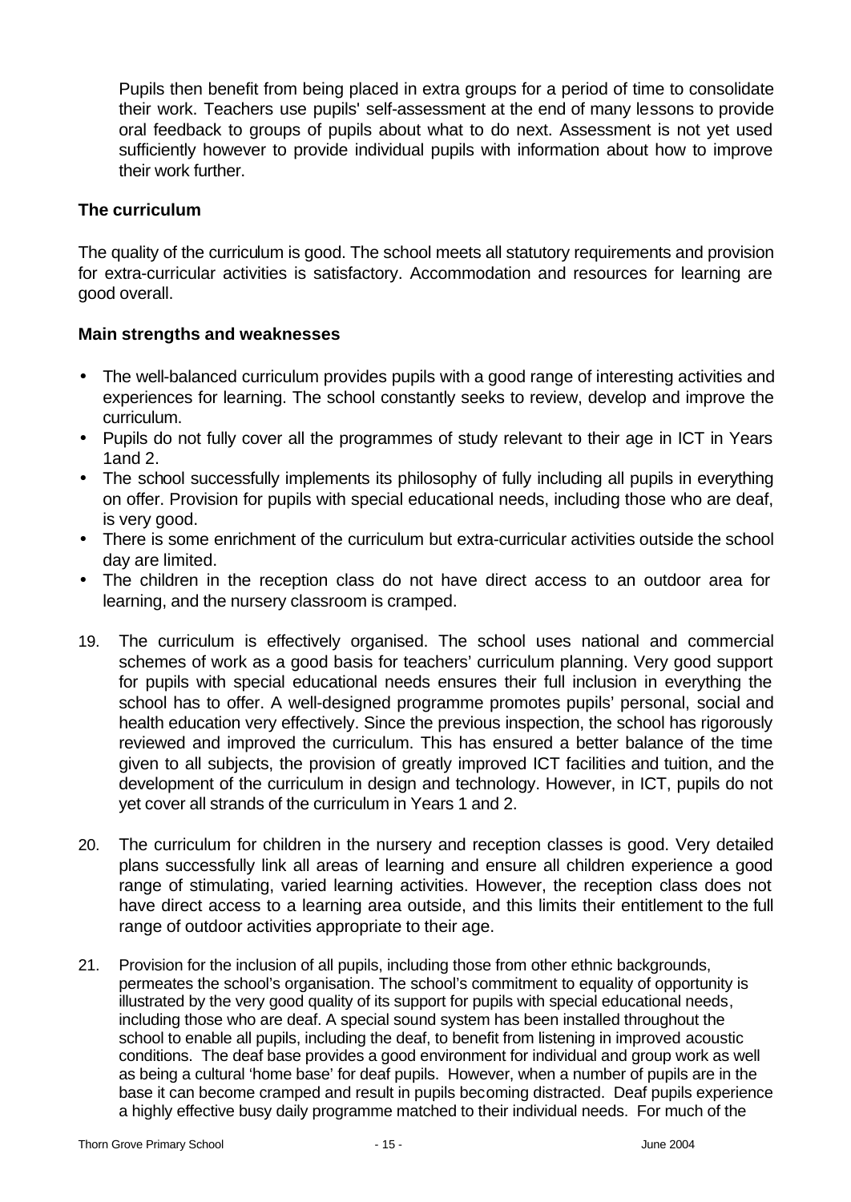Pupils then benefit from being placed in extra groups for a period of time to consolidate their work. Teachers use pupils' self-assessment at the end of many lessons to provide oral feedback to groups of pupils about what to do next. Assessment is not yet used sufficiently however to provide individual pupils with information about how to improve their work further.

### The curriculum

The quality of the curriculum is good. The school meets all statutory requirements and provision for extra-curricular activities is satisfactory. Accommodation and resources for learning are good overall.

#### Main strengths and weaknesses

- The well-balanced curriculum provides pupils with a good range of interesting activities and experiences for learning. The school constantly seeks to review, develop and improve the curriculum.
- Pupils do not fully cover all the programmes of study relevant to their age in ICT in Years 1and 2.
- The school successfully implements its philosophy of fully including all pupils in everything on offer. Provision for pupils with special educational needs, including those who are deaf, is very good.
- There is some enrichment of the curriculum but extra-curricular activities outside the school day are limited.
- The children in the reception class do not have direct access to an outdoor area for learning, and the nursery classroom is cramped.

19. The curriculum is effectively organised. The school uses national and commercial schemes of work as a good basis for teachers' curriculum planning. Very good support for pupils with special educational needs ensures their full inclusion in everything the school has to offer. A well-designed programme promotes pupils' personal, social and health education very effectively. Since the previous inspection, the school has rigorously reviewed and improved the curriculum. This has ensured a better balance of the time given to all subjects, the provision of greatly improved ICT facilities and tuition, and the development of the curriculum in design and technology. However, in ICT, pupils do not yet cover all strands of the curriculum in Years 1 and 2.

20. The curriculum for children in the nursery and reception classes is good. Very detailed plans successfully link all areas of learning and ensure all children experience a good range of stimulating, varied learning activities. However, the reception class does not have direct access to a learning area outside, and this limits their entitlement to the full range of outdoor activities appropriate to their age.

21. Provision for the inclusion of all pupils, including those from other ethnic backgrounds, permeates the school's organisation. The school's commitment to equality of opportunity is illustrated by the very good quality of its support for pupils with special educational needs, including those who are deaf. A special sound system has been installed throughout the school to enable all pupils, including the deaf, to benefit from listening in improved acoustic conditions. The deaf base provides a good environment for individual and group work as well as being a cultural 'home base' for deaf pupils. However, when a number of pupils are in the base it can become cramped and result in pupils becoming distracted. Deaf pupils experience a highly effective busy daily programme matched to their individual needs. For much of the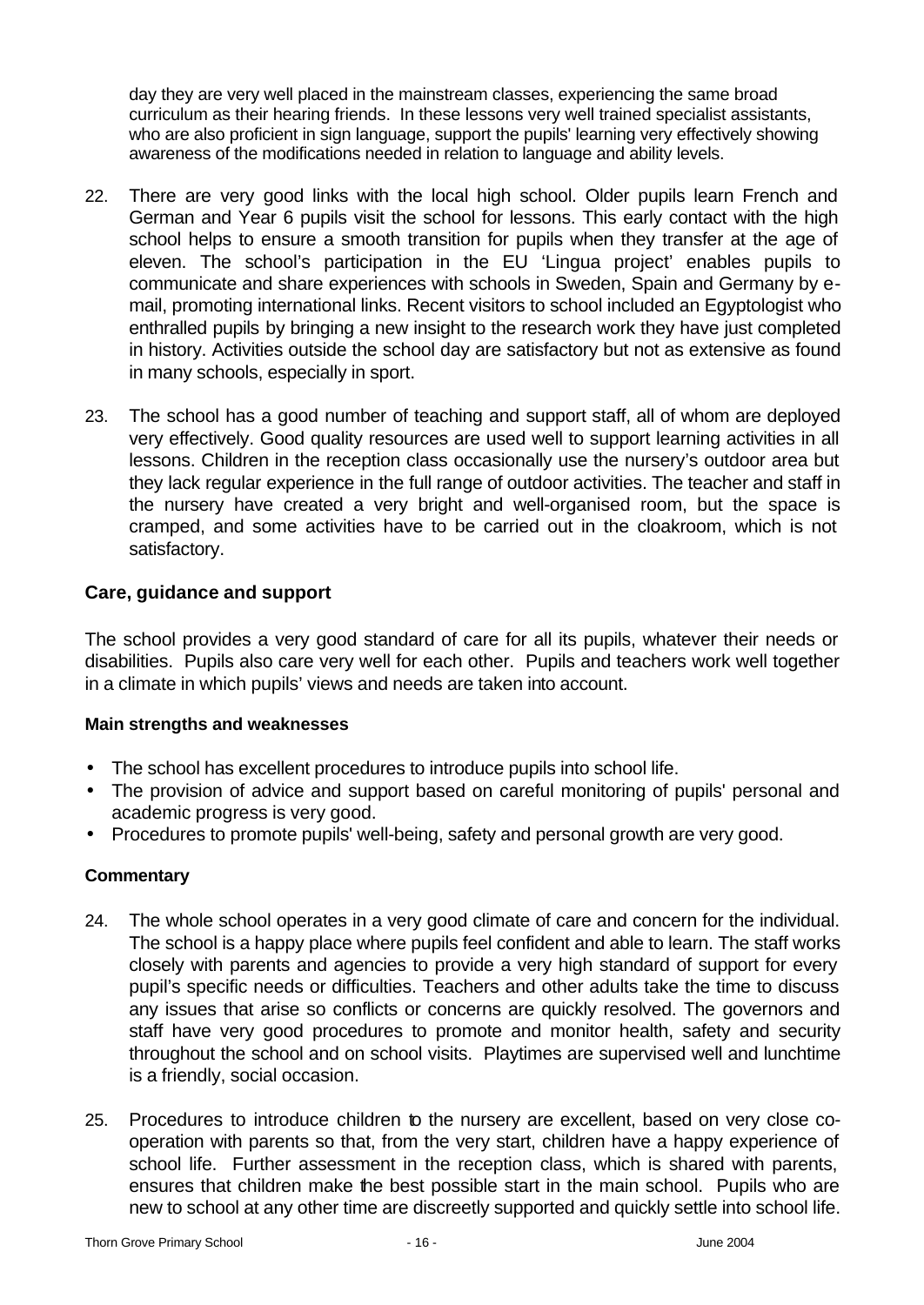day they are very well placed in the mainstream classes, experiencing the same broad curriculum as their hearing friends. In these lessons very well trained specialist assistants, who are also proficient in sign language, support the pupils' learning very effectively showing awareness of the modifications needed in relation to language and ability levels.

22. There are very good links with the local high school. Older pupils learn French and German and Year 6 pupils visit the school for lessons. This early contact with the high school helps to ensure a smooth transition for pupils when they transfer at the age of eleven. The school's participation in the EU 'Lingua project' enables pupils to communicate and share experiences with schools in Sweden, Spain and Germany by e-mail, promoting international links. Recent visitors to school included an Egyptologist who enthralled pupils by bringing a new insight to the research work they have just completed in history. Activities outside the school day are satisfactory but not as extensive as found in many schools, especially in sport.

23. The school has a good number of teaching and support staff, all of whom are deployed very effectively. Good quality resources are used well to support learning activities in all lessons. Children in the reception class occasionally use the nursery's outdoor area but they lack regular experience in the full range of outdoor activities. The teacher and staff in the nursery have created a very bright and well-organised room, but the space is cramped, and some activities have to be carried out in the cloakroom, which is not satisfactory.

## Care, guidance and support

The school provides a very good standard of care for all its pupils, whatever their needs or disabilities. Pupils also care very well for each other. Pupils and teachers work well together in a climate in which pupils' views and needs are taken into account.

### Main strengths and weaknesses

- The school has excellent procedures to introduce pupils into school life.
- The provision of advice and support based on careful monitoring of pupils' personal and academic progress is very good.
- Procedures to promote pupils' well-being, safety and personal growth are very good.

### Commentary

24. The whole school operates in a very good climate of care and concern for the individual. The school is a happy place where pupils feel confident and able to learn. The staff works closely with parents and agencies to provide a very high standard of support for every pupil's specific needs or difficulties. Teachers and other adults take the time to discuss any issues that arise so conflicts or concerns are quickly resolved. The governors and staff have very good procedures to promote and monitor health, safety and security throughout the school and on school visits. Playtimes are supervised well and lunchtime is a friendly, social occasion.

25. Procedures to introduce children to the nursery are excellent, based on very close co-operation with parents so that, from the very start, children have a happy experience of school life. Further assessment in the reception class, which is shared with parents, ensures that children make the best possible start in the main school. Pupils who are new to school at any other time are discreetly supported and quickly settle into school life.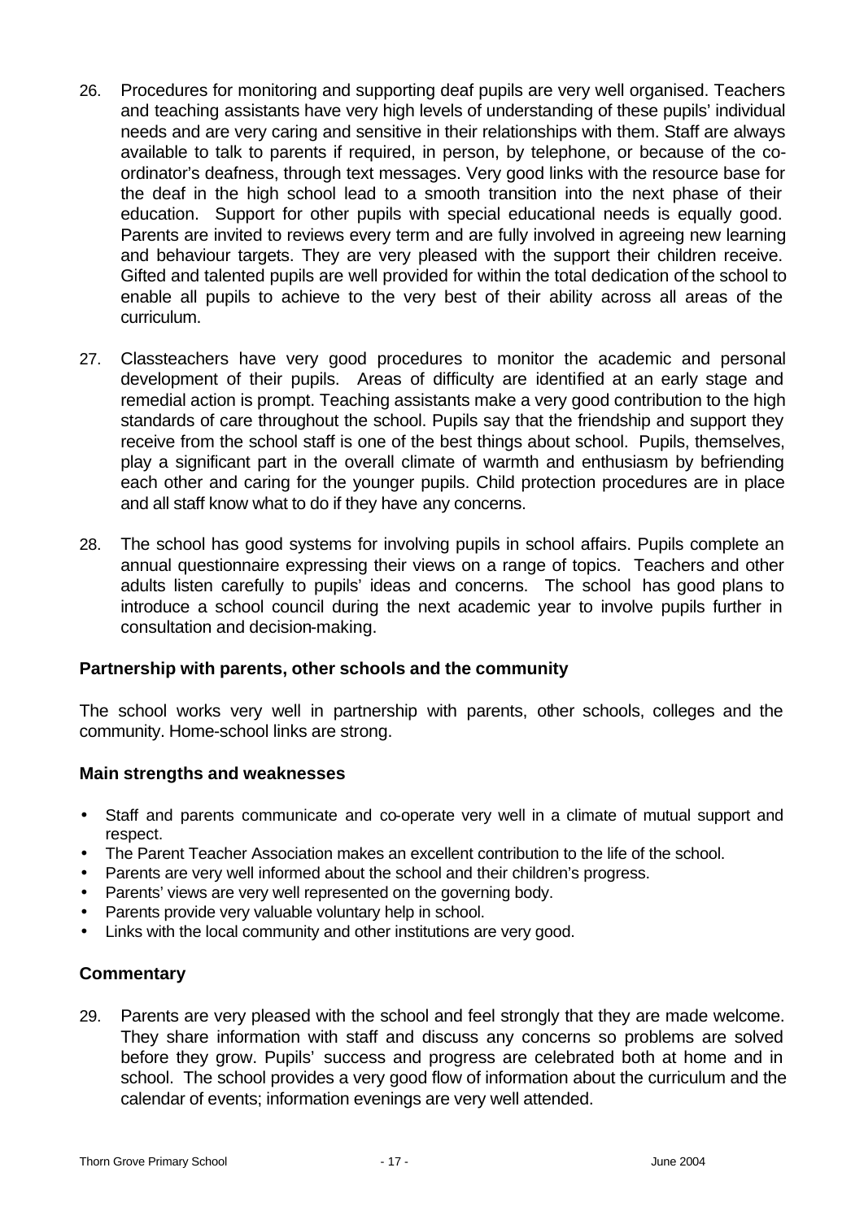26. Procedures for monitoring and supporting deaf pupils are very well organised. Teachers and teaching assistants have very high levels of understanding of these pupils' individual needs and are very caring and sensitive in their relationships with them. Staff are always available to talk to parents if required, in person, by telephone, or because of the co-ordinator's deafness, through text messages. Very good links with the resource base for the deaf in the high school lead to a smooth transition into the next phase of their education. Support for other pupils with special educational needs is equally good. Parents are invited to reviews every term and are fully involved in agreeing new learning and behaviour targets. They are very pleased with the support their children receive. Gifted and talented pupils are well provided for within the total dedication of the school to enable all pupils to achieve to the very best of their ability across all areas of the curriculum.

27. Classteachers have very good procedures to monitor the academic and personal development of their pupils. Areas of difficulty are identified at an early stage and remedial action is prompt. Teaching assistants make a very good contribution to the high standards of care throughout the school. Pupils say that the friendship and support they receive from the school staff is one of the best things about school. Pupils, themselves, play a significant part in the overall climate of warmth and enthusiasm by befriending each other and caring for the younger pupils. Child protection procedures are in place and all staff know what to do if they have any concerns.

28. The school has good systems for involving pupils in school affairs. Pupils complete an annual questionnaire expressing their views on a range of topics. Teachers and other adults listen carefully to pupils' ideas and concerns. The school has good plans to introduce a school council during the next academic year to involve pupils further in consultation and decision-making.

### Partnership with parents, other schools and the community

The school works very well in partnership with parents, other schools, colleges and the community. Home-school links are strong.

### Main strengths and weaknesses

- Staff and parents communicate and co-operate very well in a climate of mutual support and respect.
- The Parent Teacher Association makes an excellent contribution to the life of the school.
- Parents are very well informed about the school and their children's progress.
- Parents' views are very well represented on the governing body.
- Parents provide very valuable voluntary help in school.
- Links with the local community and other institutions are very good.

### Commentary

29. Parents are very pleased with the school and feel strongly that they are made welcome. They share information with staff and discuss any concerns so problems are solved before they grow. Pupils' success and progress are celebrated both at home and in school. The school provides a very good flow of information about the curriculum and the calendar of events; information evenings are very well attended.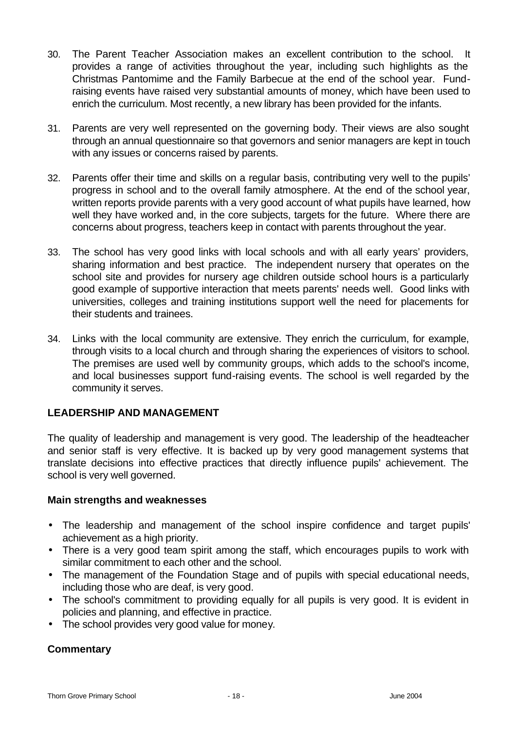30. The Parent Teacher Association makes an excellent contribution to the school. It provides a range of activities throughout the year, including such highlights as the Christmas Pantomime and the Family Barbecue at the end of the school year. Fund-raising events have raised very substantial amounts of money, which have been used to enrich the curriculum. Most recently, a new library has been provided for the infants.

31. Parents are very well represented on the governing body. Their views are also sought through an annual questionnaire so that governors and senior managers are kept in touch with any issues or concerns raised by parents.

32. Parents offer their time and skills on a regular basis, contributing very well to the pupils' progress in school and to the overall family atmosphere. At the end of the school year, written reports provide parents with a very good account of what pupils have learned, how well they have worked and, in the core subjects, targets for the future. Where there are concerns about progress, teachers keep in contact with parents throughout the year.

33. The school has very good links with local schools and with all early years' providers, sharing information and best practice. The independent nursery that operates on the school site and provides for nursery age children outside school hours is a particularly good example of supportive interaction that meets parents' needs well. Good links with universities, colleges and training institutions support well the need for placements for their students and trainees.

34. Links with the local community are extensive. They enrich the curriculum, for example, through visits to a local church and through sharing the experiences of visitors to school. The premises are used well by community groups, which adds to the school's income, and local businesses support fund-raising events. The school is well regarded by the community it serves.

## LEADERSHIP AND MANAGEMENT

The quality of leadership and management is very good. The leadership of the headteacher and senior staff is very effective. It is backed up by very good management systems that translate decisions into effective practices that directly influence pupils' achievement. The school is very well governed.

### Main strengths and weaknesses

- The leadership and management of the school inspire confidence and target pupils' achievement as a high priority.
- There is a very good team spirit among the staff, which encourages pupils to work with similar commitment to each other and the school.
- The management of the Foundation Stage and of pupils with special educational needs, including those who are deaf, is very good.
- The school's commitment to providing equally for all pupils is very good. It is evident in policies and planning, and effective in practice.
- The school provides very good value for money.

### Commentary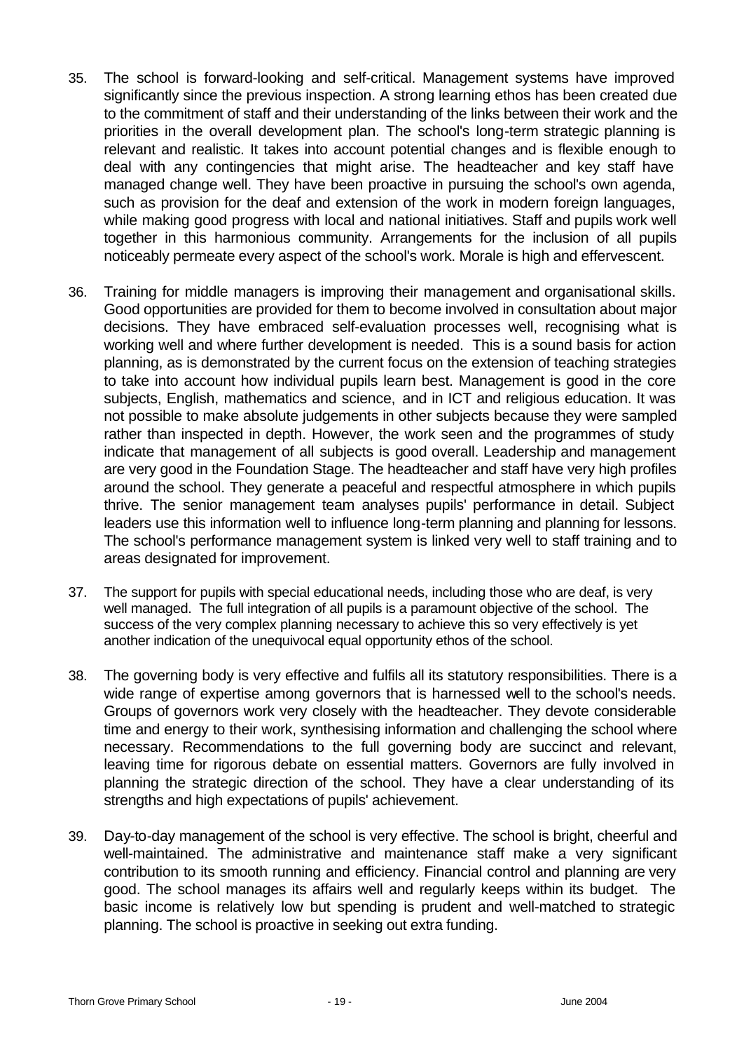35. The school is forward-looking and self-critical. Management systems have improved significantly since the previous inspection. A strong learning ethos has been created due to the commitment of staff and their understanding of the links between their work and the priorities in the overall development plan. The school's long-term strategic planning is relevant and realistic. It takes into account potential changes and is flexible enough to deal with any contingencies that might arise. The headteacher and key staff have managed change well. They have been proactive in pursuing the school's own agenda, such as provision for the deaf and extension of the work in modern foreign languages, while making good progress with local and national initiatives. Staff and pupils work well together in this harmonious community. Arrangements for the inclusion of all pupils noticeably permeate every aspect of the school's work. Morale is high and effervescent.

36. Training for middle managers is improving their management and organisational skills. Good opportunities are provided for them to become involved in consultation about major decisions. They have embraced self-evaluation processes well, recognising what is working well and where further development is needed. This is a sound basis for action planning, as is demonstrated by the current focus on the extension of teaching strategies to take into account how individual pupils learn best. Management is good in the core subjects, English, mathematics and science, and in ICT and religious education. It was not possible to make absolute judgements in other subjects because they were sampled rather than inspected in depth. However, the work seen and the programmes of study indicate that management of all subjects is good overall. Leadership and management are very good in the Foundation Stage. The headteacher and staff have very high profiles around the school. They generate a peaceful and respectful atmosphere in which pupils thrive. The senior management team analyses pupils' performance in detail. Subject leaders use this information well to influence long-term planning and planning for lessons. The school's performance management system is linked very well to staff training and to areas designated for improvement.

37. The support for pupils with special educational needs, including those who are deaf, is very well managed. The full integration of all pupils is a paramount objective of the school. The success of the very complex planning necessary to achieve this so very effectively is yet another indication of the unequivocal equal opportunity ethos of the school.

38. The governing body is very effective and fulfils all its statutory responsibilities. There is a wide range of expertise among governors that is harnessed well to the school's needs. Groups of governors work very closely with the headteacher. They devote considerable time and energy to their work, synthesising information and challenging the school where necessary. Recommendations to the full governing body are succinct and relevant, leaving time for rigorous debate on essential matters. Governors are fully involved in planning the strategic direction of the school. They have a clear understanding of its strengths and high expectations of pupils' achievement.

39. Day-to-day management of the school is very effective. The school is bright, cheerful and well-maintained. The administrative and maintenance staff make a very significant contribution to its smooth running and efficiency. Financial control and planning are very good. The school manages its affairs well and regularly keeps within its budget. The basic income is relatively low but spending is prudent and well-matched to strategic planning. The school is proactive in seeking out extra funding.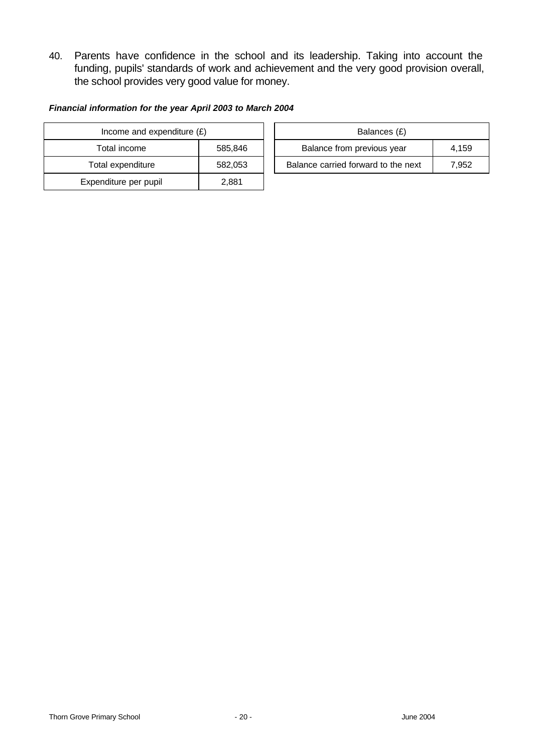40. Parents have confidence in the school and its leadership. Taking into account the funding, pupils' standards of work and achievement and the very good provision overall, the school provides very good value for money.

***Financial information for the year April 2003 to March 2004***

| Income and expenditure (£) | |
|---|---|
| Total income | 585,846 |
| Total expenditure | 582,053 |
| Expenditure per pupil | 2,881 |

| Balances (£) | |
|---|---|
| Balance from previous year | 4,159 |
| Balance carried forward to the next | 7,952 |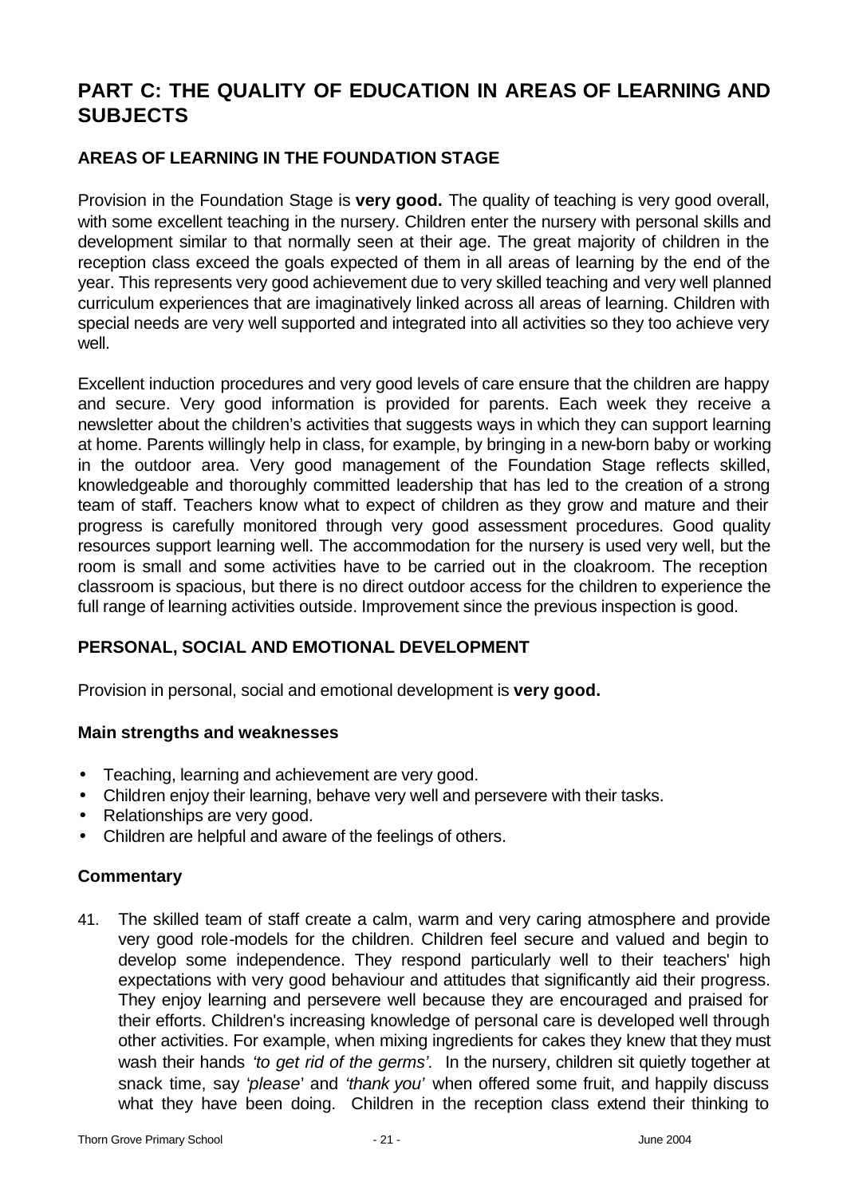## PART C: THE QUALITY OF EDUCATION IN AREAS OF LEARNING AND SUBJECTS

### AREAS OF LEARNING IN THE FOUNDATION STAGE

Provision in the Foundation Stage is **very good.** The quality of teaching is very good overall, with some excellent teaching in the nursery. Children enter the nursery with personal skills and development similar to that normally seen at their age. The great majority of children in the reception class exceed the goals expected of them in all areas of learning by the end of the year. This represents very good achievement due to very skilled teaching and very well planned curriculum experiences that are imaginatively linked across all areas of learning. Children with special needs are very well supported and integrated into all activities so they too achieve very well.

Excellent induction procedures and very good levels of care ensure that the children are happy and secure. Very good information is provided for parents. Each week they receive a newsletter about the children's activities that suggests ways in which they can support learning at home. Parents willingly help in class, for example, by bringing in a new-born baby or working in the outdoor area. Very good management of the Foundation Stage reflects skilled, knowledgeable and thoroughly committed leadership that has led to the creation of a strong team of staff. Teachers know what to expect of children as they grow and mature and their progress is carefully monitored through very good assessment procedures. Good quality resources support learning well. The accommodation for the nursery is used very well, but the room is small and some activities have to be carried out in the cloakroom. The reception classroom is spacious, but there is no direct outdoor access for the children to experience the full range of learning activities outside. Improvement since the previous inspection is good.

### PERSONAL, SOCIAL AND EMOTIONAL DEVELOPMENT

Provision in personal, social and emotional development is **very good.**

#### Main strengths and weaknesses

- Teaching, learning and achievement are very good.
- Children enjoy their learning, behave very well and persevere with their tasks.
- Relationships are very good.
- Children are helpful and aware of the feelings of others.

#### Commentary

41. The skilled team of staff create a calm, warm and very caring atmosphere and provide very good role-models for the children. Children feel secure and valued and begin to develop some independence. They respond particularly well to their teachers' high expectations with very good behaviour and attitudes that significantly aid their progress. They enjoy learning and persevere well because they are encouraged and praised for their efforts. Children's increasing knowledge of personal care is developed well through other activities. For example, when mixing ingredients for cakes they knew that they must wash their hands *'to get rid of the germs'.* In the nursery, children sit quietly together at snack time, say *'please'* and *'thank you'* when offered some fruit, and happily discuss what they have been doing. Children in the reception class extend their thinking to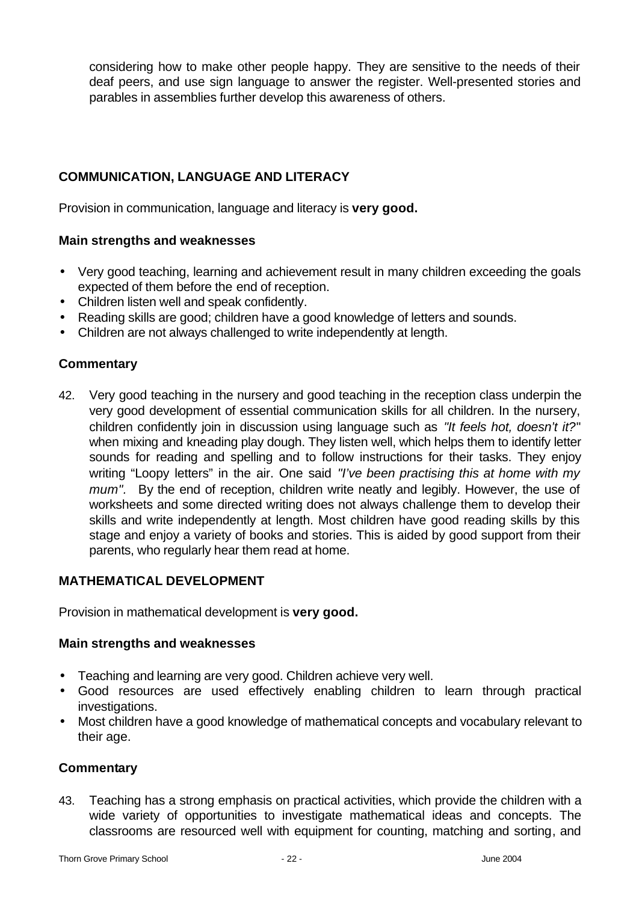considering how to make other people happy. They are sensitive to the needs of their deaf peers, and use sign language to answer the register. Well-presented stories and parables in assemblies further develop this awareness of others.

## COMMUNICATION, LANGUAGE AND LITERACY

Provision in communication, language and literacy is **very good.**

### Main strengths and weaknesses

- Very good teaching, learning and achievement result in many children exceeding the goals expected of them before the end of reception.
- Children listen well and speak confidently.
- Reading skills are good; children have a good knowledge of letters and sounds.
- Children are not always challenged to write independently at length.

### Commentary

42. Very good teaching in the nursery and good teaching in the reception class underpin the very good development of essential communication skills for all children. In the nursery, children confidently join in discussion using language such as *"It feels hot, doesn't it?"* when mixing and kneading play dough. They listen well, which helps them to identify letter sounds for reading and spelling and to follow instructions for their tasks. They enjoy writing "Loopy letters" in the air. One said *"I've been practising this at home with my mum".* By the end of reception, children write neatly and legibly. However, the use of worksheets and some directed writing does not always challenge them to develop their skills and write independently at length. Most children have good reading skills by this stage and enjoy a variety of books and stories. This is aided by good support from their parents, who regularly hear them read at home.

## MATHEMATICAL DEVELOPMENT

Provision in mathematical development is **very good.**

### Main strengths and weaknesses

- Teaching and learning are very good. Children achieve very well.
- Good resources are used effectively enabling children to learn through practical investigations.
- Most children have a good knowledge of mathematical concepts and vocabulary relevant to their age.

### Commentary

43. Teaching has a strong emphasis on practical activities, which provide the children with a wide variety of opportunities to investigate mathematical ideas and concepts. The classrooms are resourced well with equipment for counting, matching and sorting, and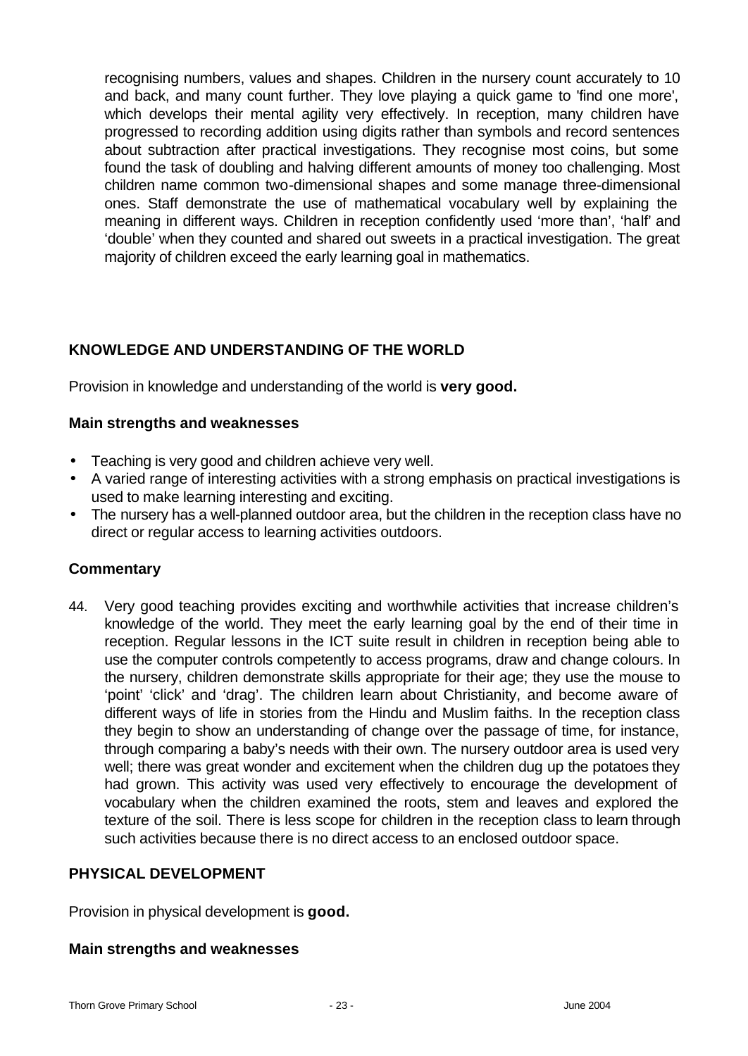recognising numbers, values and shapes. Children in the nursery count accurately to 10 and back, and many count further. They love playing a quick game to 'find one more', which develops their mental agility very effectively. In reception, many children have progressed to recording addition using digits rather than symbols and record sentences about subtraction after practical investigations. They recognise most coins, but some found the task of doubling and halving different amounts of money too challenging. Most children name common two-dimensional shapes and some manage three-dimensional ones. Staff demonstrate the use of mathematical vocabulary well by explaining the meaning in different ways. Children in reception confidently used 'more than', 'half' and 'double' when they counted and shared out sweets in a practical investigation. The great majority of children exceed the early learning goal in mathematics.

## KNOWLEDGE AND UNDERSTANDING OF THE WORLD

Provision in knowledge and understanding of the world is **very good.**

### Main strengths and weaknesses

- Teaching is very good and children achieve very well.
- A varied range of interesting activities with a strong emphasis on practical investigations is used to make learning interesting and exciting.
- The nursery has a well-planned outdoor area, but the children in the reception class have no direct or regular access to learning activities outdoors.

### Commentary

44. Very good teaching provides exciting and worthwhile activities that increase children's knowledge of the world. They meet the early learning goal by the end of their time in reception. Regular lessons in the ICT suite result in children in reception being able to use the computer controls competently to access programs, draw and change colours. In the nursery, children demonstrate skills appropriate for their age; they use the mouse to 'point' 'click' and 'drag'. The children learn about Christianity, and become aware of different ways of life in stories from the Hindu and Muslim faiths. In the reception class they begin to show an understanding of change over the passage of time, for instance, through comparing a baby's needs with their own. The nursery outdoor area is used very well; there was great wonder and excitement when the children dug up the potatoes they had grown. This activity was used very effectively to encourage the development of vocabulary when the children examined the roots, stem and leaves and explored the texture of the soil. There is less scope for children in the reception class to learn through such activities because there is no direct access to an enclosed outdoor space.

## PHYSICAL DEVELOPMENT

Provision in physical development is **good.**

### Main strengths and weaknesses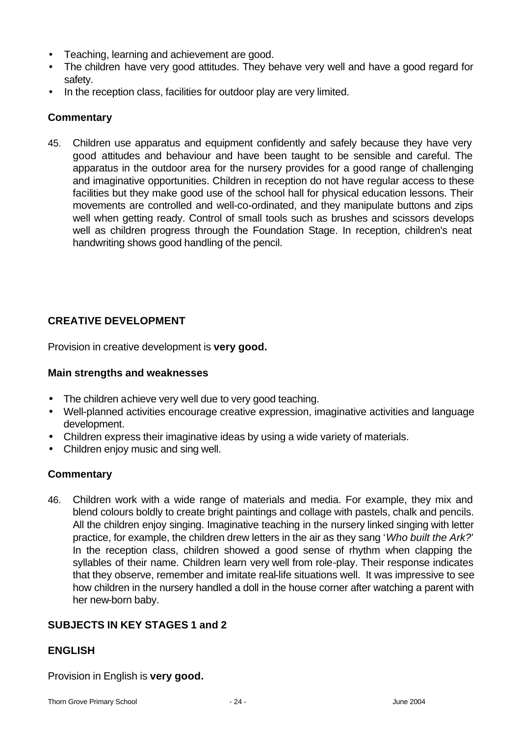- Teaching, learning and achievement are good.
- The children have very good attitudes. They behave very well and have a good regard for safety.
- In the reception class, facilities for outdoor play are very limited.

### Commentary

45. Children use apparatus and equipment confidently and safely because they have very good attitudes and behaviour and have been taught to be sensible and careful. The apparatus in the outdoor area for the nursery provides for a good range of challenging and imaginative opportunities. Children in reception do not have regular access to these facilities but they make good use of the school hall for physical education lessons. Their movements are controlled and well-co-ordinated, and they manipulate buttons and zips well when getting ready. Control of small tools such as brushes and scissors develops well as children progress through the Foundation Stage. In reception, children's neat handwriting shows good handling of the pencil.

## CREATIVE DEVELOPMENT

Provision in creative development is **very good.**

### Main strengths and weaknesses

- The children achieve very well due to very good teaching.
- Well-planned activities encourage creative expression, imaginative activities and language development.
- Children express their imaginative ideas by using a wide variety of materials.
- Children enjoy music and sing well.

### Commentary

46. Children work with a wide range of materials and media. For example, they mix and blend colours boldly to create bright paintings and collage with pastels, chalk and pencils. All the children enjoy singing. Imaginative teaching in the nursery linked singing with letter practice, for example, the children drew letters in the air as they sang '*Who built the Ark?*' In the reception class, children showed a good sense of rhythm when clapping the syllables of their name. Children learn very well from role-play. Their response indicates that they observe, remember and imitate real-life situations well. It was impressive to see how children in the nursery handled a doll in the house corner after watching a parent with her new-born baby.

## SUBJECTS IN KEY STAGES 1 and 2

## ENGLISH

Provision in English is **very good.**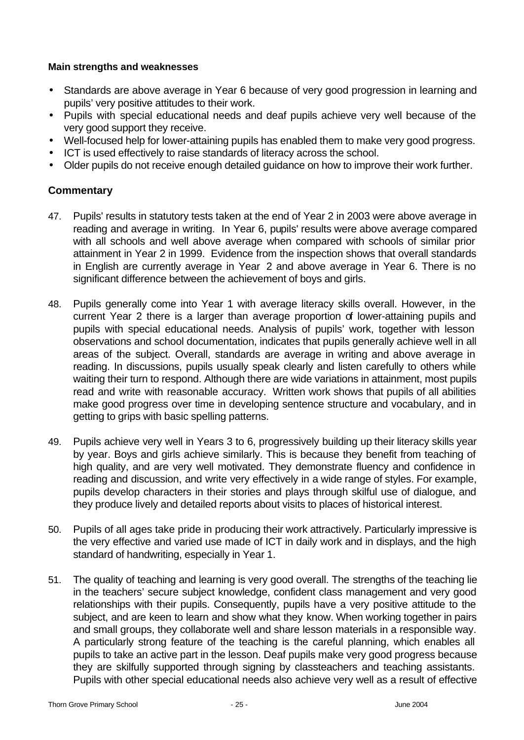**Main strengths and weaknesses**

- Standards are above average in Year 6 because of very good progression in learning and pupils' very positive attitudes to their work.
- Pupils with special educational needs and deaf pupils achieve very well because of the very good support they receive.
- Well-focused help for lower-attaining pupils has enabled them to make very good progress.
- ICT is used effectively to raise standards of literacy across the school.
- Older pupils do not receive enough detailed guidance on how to improve their work further.

## Commentary

47. Pupils' results in statutory tests taken at the end of Year 2 in 2003 were above average in reading and average in writing. In Year 6, pupils' results were above average compared with all schools and well above average when compared with schools of similar prior attainment in Year 2 in 1999. Evidence from the inspection shows that overall standards in English are currently average in Year 2 and above average in Year 6. There is no significant difference between the achievement of boys and girls.

48. Pupils generally come into Year 1 with average literacy skills overall. However, in the current Year 2 there is a larger than average proportion of lower-attaining pupils and pupils with special educational needs. Analysis of pupils' work, together with lesson observations and school documentation, indicates that pupils generally achieve well in all areas of the subject. Overall, standards are average in writing and above average in reading. In discussions, pupils usually speak clearly and listen carefully to others while waiting their turn to respond. Although there are wide variations in attainment, most pupils read and write with reasonable accuracy. Written work shows that pupils of all abilities make good progress over time in developing sentence structure and vocabulary, and in getting to grips with basic spelling patterns.

49. Pupils achieve very well in Years 3 to 6, progressively building up their literacy skills year by year. Boys and girls achieve similarly. This is because they benefit from teaching of high quality, and are very well motivated. They demonstrate fluency and confidence in reading and discussion, and write very effectively in a wide range of styles. For example, pupils develop characters in their stories and plays through skilful use of dialogue, and they produce lively and detailed reports about visits to places of historical interest.

50. Pupils of all ages take pride in producing their work attractively. Particularly impressive is the very effective and varied use made of ICT in daily work and in displays, and the high standard of handwriting, especially in Year 1.

51. The quality of teaching and learning is very good overall. The strengths of the teaching lie in the teachers' secure subject knowledge, confident class management and very good relationships with their pupils. Consequently, pupils have a very positive attitude to the subject, and are keen to learn and show what they know. When working together in pairs and small groups, they collaborate well and share lesson materials in a responsible way. A particularly strong feature of the teaching is the careful planning, which enables all pupils to take an active part in the lesson. Deaf pupils make very good progress because they are skilfully supported through signing by classteachers and teaching assistants. Pupils with other special educational needs also achieve very well as a result of effective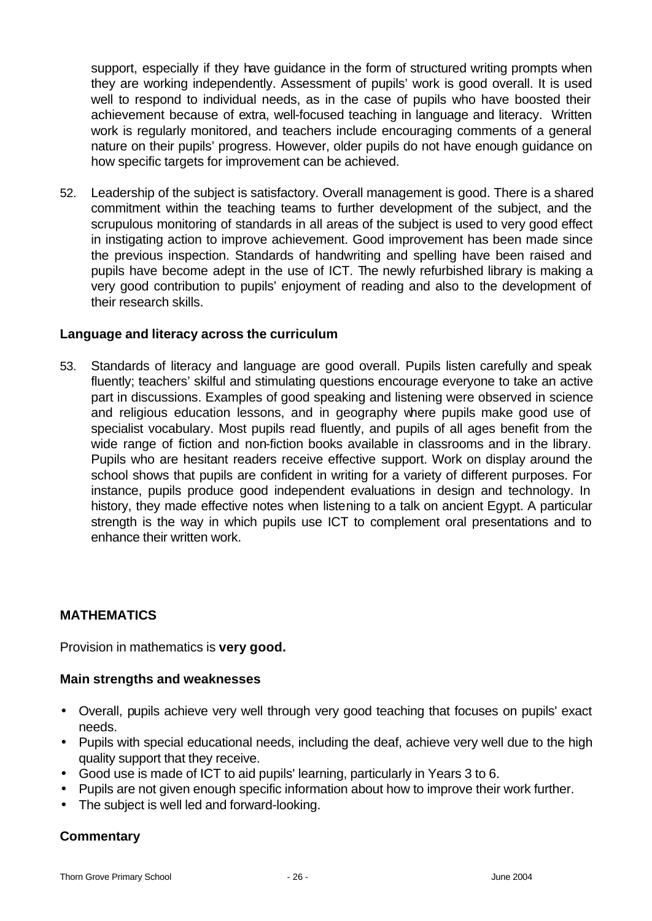support, especially if they have guidance in the form of structured writing prompts when they are working independently. Assessment of pupils' work is good overall. It is used well to respond to individual needs, as in the case of pupils who have boosted their achievement because of extra, well-focused teaching in language and literacy. Written work is regularly monitored, and teachers include encouraging comments of a general nature on their pupils' progress. However, older pupils do not have enough guidance on how specific targets for improvement can be achieved.

52. Leadership of the subject is satisfactory. Overall management is good. There is a shared commitment within the teaching teams to further development of the subject, and the scrupulous monitoring of standards in all areas of the subject is used to very good effect in instigating action to improve achievement. Good improvement has been made since the previous inspection. Standards of handwriting and spelling have been raised and pupils have become adept in the use of ICT. The newly refurbished library is making a very good contribution to pupils' enjoyment of reading and also to the development of their research skills.

### Language and literacy across the curriculum

53. Standards of literacy and language are good overall. Pupils listen carefully and speak fluently; teachers' skilful and stimulating questions encourage everyone to take an active part in discussions. Examples of good speaking and listening were observed in science and religious education lessons, and in geography where pupils make good use of specialist vocabulary. Most pupils read fluently, and pupils of all ages benefit from the wide range of fiction and non-fiction books available in classrooms and in the library. Pupils who are hesitant readers receive effective support. Work on display around the school shows that pupils are confident in writing for a variety of different purposes. For instance, pupils produce good independent evaluations in design and technology. In history, they made effective notes when listening to a talk on ancient Egypt. A particular strength is the way in which pupils use ICT to complement oral presentations and to enhance their written work.

## MATHEMATICS

Provision in mathematics is **very good.**

### Main strengths and weaknesses

- Overall, pupils achieve very well through very good teaching that focuses on pupils' exact needs.
- Pupils with special educational needs, including the deaf, achieve very well due to the high quality support that they receive.
- Good use is made of ICT to aid pupils' learning, particularly in Years 3 to 6.
- Pupils are not given enough specific information about how to improve their work further.
- The subject is well led and forward-looking.

### Commentary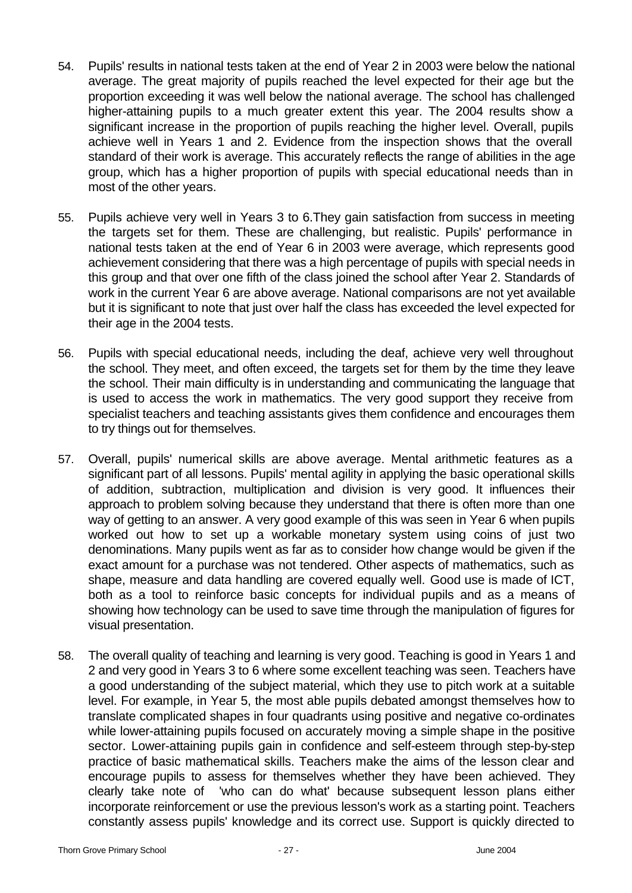54. Pupils' results in national tests taken at the end of Year 2 in 2003 were below the national average. The great majority of pupils reached the level expected for their age but the proportion exceeding it was well below the national average. The school has challenged higher-attaining pupils to a much greater extent this year. The 2004 results show a significant increase in the proportion of pupils reaching the higher level. Overall, pupils achieve well in Years 1 and 2. Evidence from the inspection shows that the overall standard of their work is average. This accurately reflects the range of abilities in the age group, which has a higher proportion of pupils with special educational needs than in most of the other years.

55. Pupils achieve very well in Years 3 to 6.They gain satisfaction from success in meeting the targets set for them. These are challenging, but realistic. Pupils' performance in national tests taken at the end of Year 6 in 2003 were average, which represents good achievement considering that there was a high percentage of pupils with special needs in this group and that over one fifth of the class joined the school after Year 2. Standards of work in the current Year 6 are above average. National comparisons are not yet available but it is significant to note that just over half the class has exceeded the level expected for their age in the 2004 tests.

56. Pupils with special educational needs, including the deaf, achieve very well throughout the school. They meet, and often exceed, the targets set for them by the time they leave the school. Their main difficulty is in understanding and communicating the language that is used to access the work in mathematics. The very good support they receive from specialist teachers and teaching assistants gives them confidence and encourages them to try things out for themselves.

57. Overall, pupils' numerical skills are above average. Mental arithmetic features as a significant part of all lessons. Pupils' mental agility in applying the basic operational skills of addition, subtraction, multiplication and division is very good. It influences their approach to problem solving because they understand that there is often more than one way of getting to an answer. A very good example of this was seen in Year 6 when pupils worked out how to set up a workable monetary system using coins of just two denominations. Many pupils went as far as to consider how change would be given if the exact amount for a purchase was not tendered. Other aspects of mathematics, such as shape, measure and data handling are covered equally well. Good use is made of ICT, both as a tool to reinforce basic concepts for individual pupils and as a means of showing how technology can be used to save time through the manipulation of figures for visual presentation.

58. The overall quality of teaching and learning is very good. Teaching is good in Years 1 and 2 and very good in Years 3 to 6 where some excellent teaching was seen. Teachers have a good understanding of the subject material, which they use to pitch work at a suitable level. For example, in Year 5, the most able pupils debated amongst themselves how to translate complicated shapes in four quadrants using positive and negative co-ordinates while lower-attaining pupils focused on accurately moving a simple shape in the positive sector. Lower-attaining pupils gain in confidence and self-esteem through step-by-step practice of basic mathematical skills. Teachers make the aims of the lesson clear and encourage pupils to assess for themselves whether they have been achieved. They clearly take note of 'who can do what' because subsequent lesson plans either incorporate reinforcement or use the previous lesson's work as a starting point. Teachers constantly assess pupils' knowledge and its correct use. Support is quickly directed to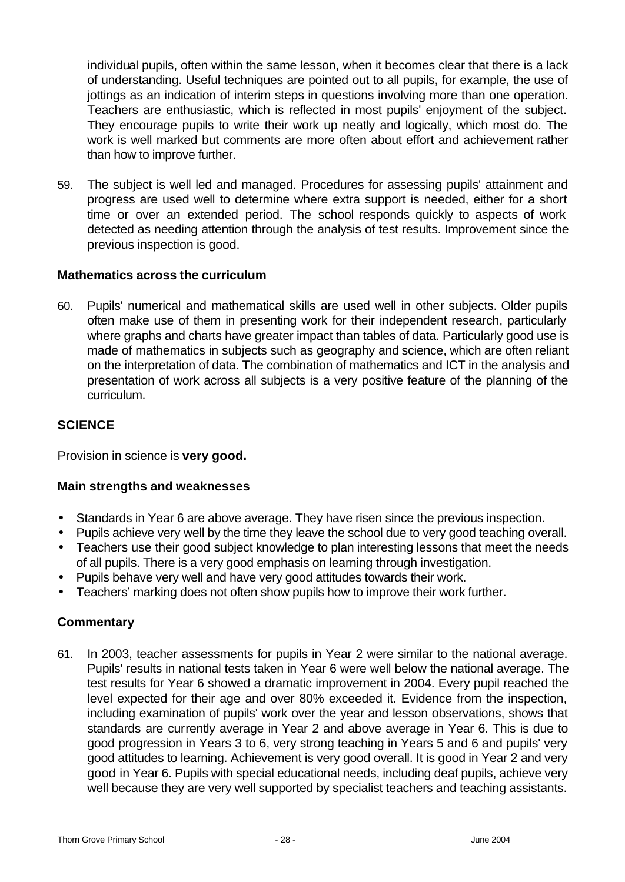individual pupils, often within the same lesson, when it becomes clear that there is a lack of understanding. Useful techniques are pointed out to all pupils, for example, the use of jottings as an indication of interim steps in questions involving more than one operation. Teachers are enthusiastic, which is reflected in most pupils' enjoyment of the subject. They encourage pupils to write their work up neatly and logically, which most do. The work is well marked but comments are more often about effort and achievement rather than how to improve further.

59. The subject is well led and managed. Procedures for assessing pupils' attainment and progress are used well to determine where extra support is needed, either for a short time or over an extended period. The school responds quickly to aspects of work detected as needing attention through the analysis of test results. Improvement since the previous inspection is good.

### Mathematics across the curriculum

60. Pupils' numerical and mathematical skills are used well in other subjects. Older pupils often make use of them in presenting work for their independent research, particularly where graphs and charts have greater impact than tables of data. Particularly good use is made of mathematics in subjects such as geography and science, which are often reliant on the interpretation of data. The combination of mathematics and ICT in the analysis and presentation of work across all subjects is a very positive feature of the planning of the curriculum.

## SCIENCE

Provision in science is **very good.**

### Main strengths and weaknesses

- Standards in Year 6 are above average. They have risen since the previous inspection.
- Pupils achieve very well by the time they leave the school due to very good teaching overall.
- Teachers use their good subject knowledge to plan interesting lessons that meet the needs of all pupils. There is a very good emphasis on learning through investigation.
- Pupils behave very well and have very good attitudes towards their work.
- Teachers' marking does not often show pupils how to improve their work further.

### Commentary

61. In 2003, teacher assessments for pupils in Year 2 were similar to the national average. Pupils' results in national tests taken in Year 6 were well below the national average. The test results for Year 6 showed a dramatic improvement in 2004. Every pupil reached the level expected for their age and over 80% exceeded it. Evidence from the inspection, including examination of pupils' work over the year and lesson observations, shows that standards are currently average in Year 2 and above average in Year 6. This is due to good progression in Years 3 to 6, very strong teaching in Years 5 and 6 and pupils' very good attitudes to learning. Achievement is very good overall. It is good in Year 2 and very good in Year 6. Pupils with special educational needs, including deaf pupils, achieve very well because they are very well supported by specialist teachers and teaching assistants.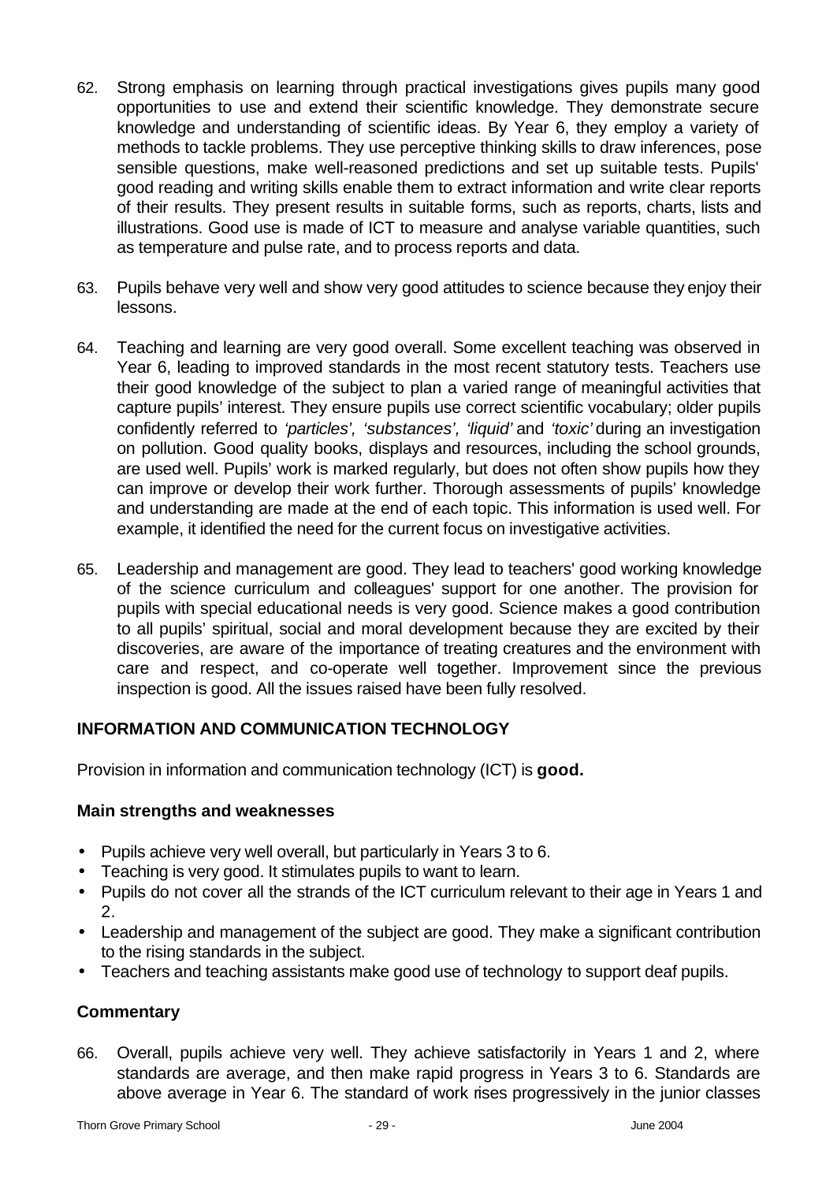62. Strong emphasis on learning through practical investigations gives pupils many good opportunities to use and extend their scientific knowledge. They demonstrate secure knowledge and understanding of scientific ideas. By Year 6, they employ a variety of methods to tackle problems. They use perceptive thinking skills to draw inferences, pose sensible questions, make well-reasoned predictions and set up suitable tests. Pupils' good reading and writing skills enable them to extract information and write clear reports of their results. They present results in suitable forms, such as reports, charts, lists and illustrations. Good use is made of ICT to measure and analyse variable quantities, such as temperature and pulse rate, and to process reports and data.

63. Pupils behave very well and show very good attitudes to science because they enjoy their lessons.

64. Teaching and learning are very good overall. Some excellent teaching was observed in Year 6, leading to improved standards in the most recent statutory tests. Teachers use their good knowledge of the subject to plan a varied range of meaningful activities that capture pupils' interest. They ensure pupils use correct scientific vocabulary; older pupils confidently referred to *'particles', 'substances', 'liquid'* and *'toxic'* during an investigation on pollution. Good quality books, displays and resources, including the school grounds, are used well. Pupils' work is marked regularly, but does not often show pupils how they can improve or develop their work further. Thorough assessments of pupils' knowledge and understanding are made at the end of each topic. This information is used well. For example, it identified the need for the current focus on investigative activities.

65. Leadership and management are good. They lead to teachers' good working knowledge of the science curriculum and colleagues' support for one another. The provision for pupils with special educational needs is very good. Science makes a good contribution to all pupils' spiritual, social and moral development because they are excited by their discoveries, are aware of the importance of treating creatures and the environment with care and respect, and co-operate well together. Improvement since the previous inspection is good. All the issues raised have been fully resolved.

## INFORMATION AND COMMUNICATION TECHNOLOGY

Provision in information and communication technology (ICT) is **good.**

### Main strengths and weaknesses

- Pupils achieve very well overall, but particularly in Years 3 to 6.
- Teaching is very good. It stimulates pupils to want to learn.
- Pupils do not cover all the strands of the ICT curriculum relevant to their age in Years 1 and 2.
- Leadership and management of the subject are good. They make a significant contribution to the rising standards in the subject.
- Teachers and teaching assistants make good use of technology to support deaf pupils.

### Commentary

66. Overall, pupils achieve very well. They achieve satisfactorily in Years 1 and 2, where standards are average, and then make rapid progress in Years 3 to 6. Standards are above average in Year 6. The standard of work rises progressively in the junior classes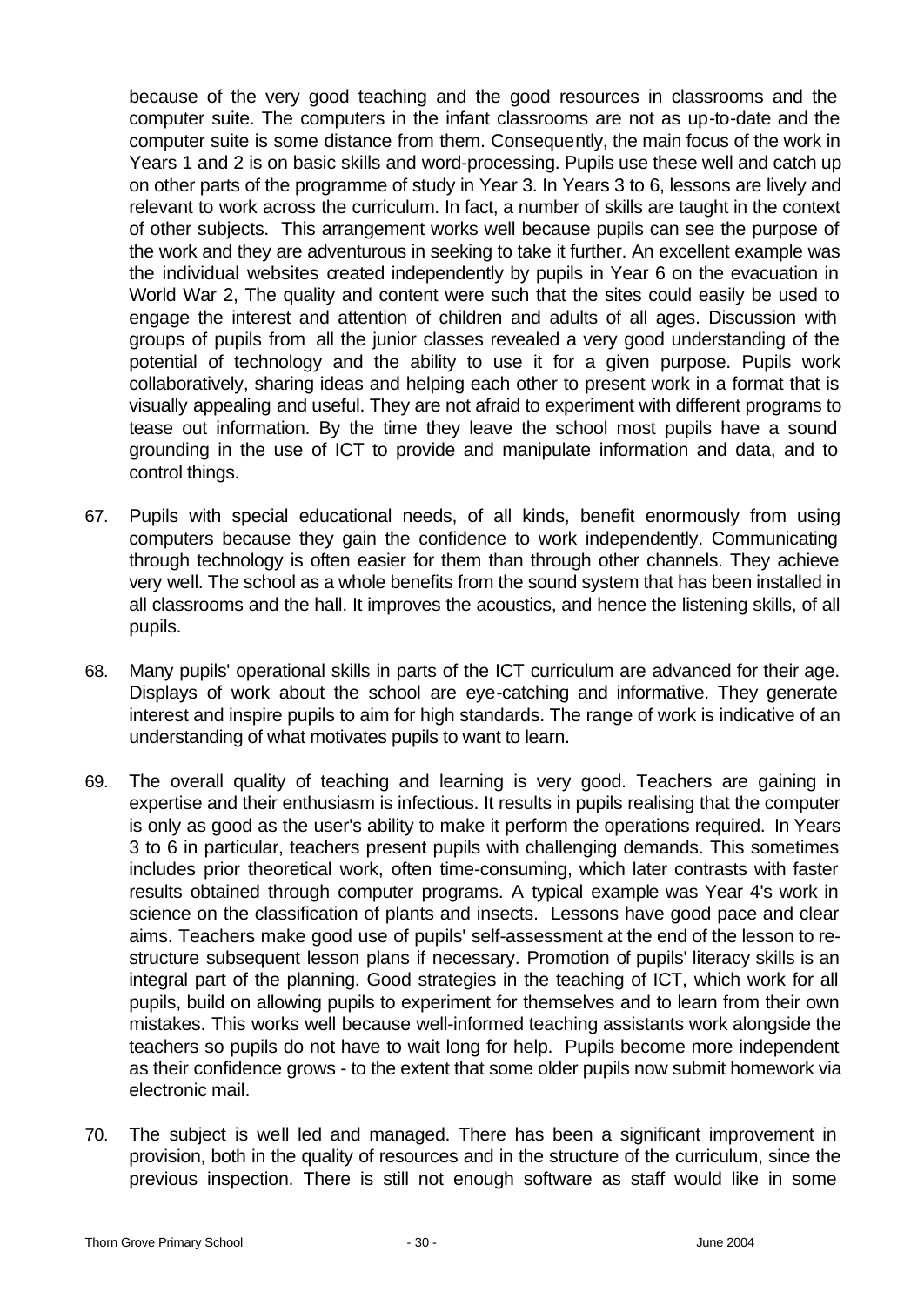because of the very good teaching and the good resources in classrooms and the computer suite. The computers in the infant classrooms are not as up-to-date and the computer suite is some distance from them. Consequently, the main focus of the work in Years 1 and 2 is on basic skills and word-processing. Pupils use these well and catch up on other parts of the programme of study in Year 3. In Years 3 to 6, lessons are lively and relevant to work across the curriculum. In fact, a number of skills are taught in the context of other subjects. This arrangement works well because pupils can see the purpose of the work and they are adventurous in seeking to take it further. An excellent example was the individual websites created independently by pupils in Year 6 on the evacuation in World War 2, The quality and content were such that the sites could easily be used to engage the interest and attention of children and adults of all ages. Discussion with groups of pupils from all the junior classes revealed a very good understanding of the potential of technology and the ability to use it for a given purpose. Pupils work collaboratively, sharing ideas and helping each other to present work in a format that is visually appealing and useful. They are not afraid to experiment with different programs to tease out information. By the time they leave the school most pupils have a sound grounding in the use of ICT to provide and manipulate information and data, and to control things.

67. Pupils with special educational needs, of all kinds, benefit enormously from using computers because they gain the confidence to work independently. Communicating through technology is often easier for them than through other channels. They achieve very well. The school as a whole benefits from the sound system that has been installed in all classrooms and the hall. It improves the acoustics, and hence the listening skills, of all pupils.

68. Many pupils' operational skills in parts of the ICT curriculum are advanced for their age. Displays of work about the school are eye-catching and informative. They generate interest and inspire pupils to aim for high standards. The range of work is indicative of an understanding of what motivates pupils to want to learn.

69. The overall quality of teaching and learning is very good. Teachers are gaining in expertise and their enthusiasm is infectious. It results in pupils realising that the computer is only as good as the user's ability to make it perform the operations required. In Years 3 to 6 in particular, teachers present pupils with challenging demands. This sometimes includes prior theoretical work, often time-consuming, which later contrasts with faster results obtained through computer programs. A typical example was Year 4's work in science on the classification of plants and insects. Lessons have good pace and clear aims. Teachers make good use of pupils' self-assessment at the end of the lesson to re-structure subsequent lesson plans if necessary. Promotion of pupils' literacy skills is an integral part of the planning. Good strategies in the teaching of ICT, which work for all pupils, build on allowing pupils to experiment for themselves and to learn from their own mistakes. This works well because well-informed teaching assistants work alongside the teachers so pupils do not have to wait long for help. Pupils become more independent as their confidence grows - to the extent that some older pupils now submit homework via electronic mail.

70. The subject is well led and managed. There has been a significant improvement in provision, both in the quality of resources and in the structure of the curriculum, since the previous inspection. There is still not enough software as staff would like in some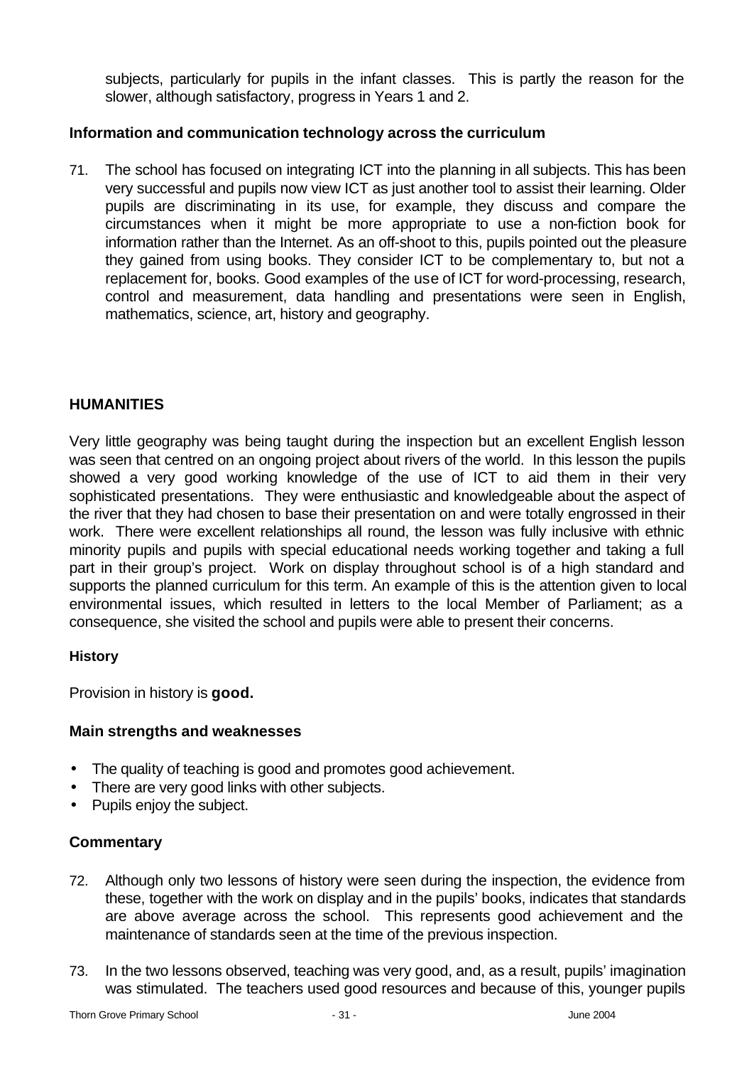subjects, particularly for pupils in the infant classes. This is partly the reason for the slower, although satisfactory, progress in Years 1 and 2.

### Information and communication technology across the curriculum

71. The school has focused on integrating ICT into the planning in all subjects. This has been very successful and pupils now view ICT as just another tool to assist their learning. Older pupils are discriminating in its use, for example, they discuss and compare the circumstances when it might be more appropriate to use a non-fiction book for information rather than the Internet. As an off-shoot to this, pupils pointed out the pleasure they gained from using books. They consider ICT to be complementary to, but not a replacement for, books. Good examples of the use of ICT for word-processing, research, control and measurement, data handling and presentations were seen in English, mathematics, science, art, history and geography.

## HUMANITIES

Very little geography was being taught during the inspection but an excellent English lesson was seen that centred on an ongoing project about rivers of the world. In this lesson the pupils showed a very good working knowledge of the use of ICT to aid them in their very sophisticated presentations. They were enthusiastic and knowledgeable about the aspect of the river that they had chosen to base their presentation on and were totally engrossed in their work. There were excellent relationships all round, the lesson was fully inclusive with ethnic minority pupils and pupils with special educational needs working together and taking a full part in their group's project. Work on display throughout school is of a high standard and supports the planned curriculum for this term. An example of this is the attention given to local environmental issues, which resulted in letters to the local Member of Parliament; as a consequence, she visited the school and pupils were able to present their concerns.

### History

Provision in history is **good.**

### Main strengths and weaknesses

- The quality of teaching is good and promotes good achievement.
- There are very good links with other subjects.
- Pupils enjoy the subject.

### Commentary

72. Although only two lessons of history were seen during the inspection, the evidence from these, together with the work on display and in the pupils' books, indicates that standards are above average across the school. This represents good achievement and the maintenance of standards seen at the time of the previous inspection.

73. In the two lessons observed, teaching was very good, and, as a result, pupils' imagination was stimulated. The teachers used good resources and because of this, younger pupils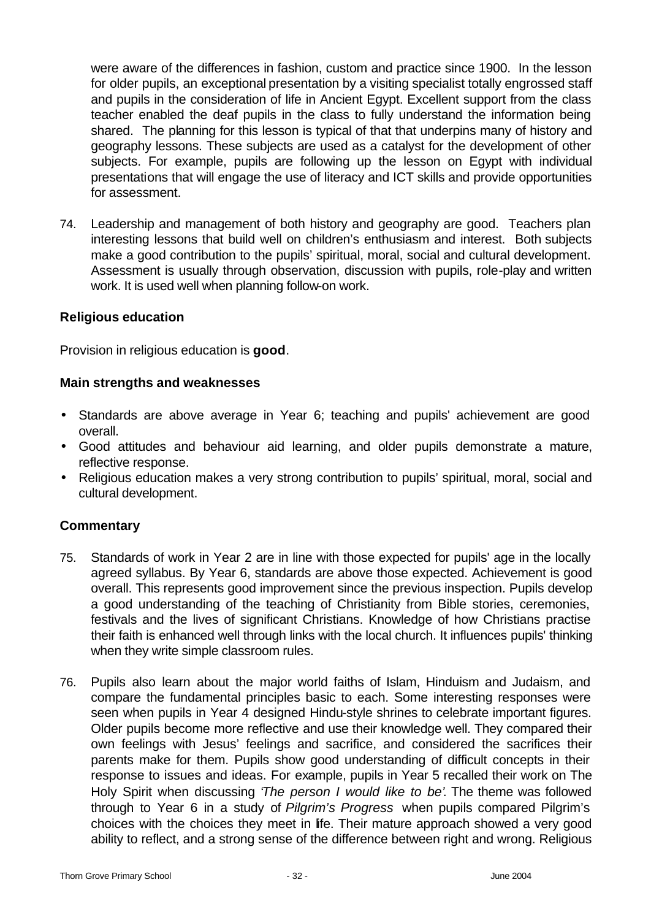were aware of the differences in fashion, custom and practice since 1900. In the lesson for older pupils, an exceptional presentation by a visiting specialist totally engrossed staff and pupils in the consideration of life in Ancient Egypt. Excellent support from the class teacher enabled the deaf pupils in the class to fully understand the information being shared. The planning for this lesson is typical of that that underpins many of history and geography lessons. These subjects are used as a catalyst for the development of other subjects. For example, pupils are following up the lesson on Egypt with individual presentations that will engage the use of literacy and ICT skills and provide opportunities for assessment.

74. Leadership and management of both history and geography are good. Teachers plan interesting lessons that build well on children's enthusiasm and interest. Both subjects make a good contribution to the pupils' spiritual, moral, social and cultural development. Assessment is usually through observation, discussion with pupils, role-play and written work. It is used well when planning follow-on work.

### Religious education

Provision in religious education is **good**.

#### Main strengths and weaknesses

- Standards are above average in Year 6; teaching and pupils' achievement are good overall.
- Good attitudes and behaviour aid learning, and older pupils demonstrate a mature, reflective response.
- Religious education makes a very strong contribution to pupils' spiritual, moral, social and cultural development.

#### Commentary

75. Standards of work in Year 2 are in line with those expected for pupils' age in the locally agreed syllabus. By Year 6, standards are above those expected. Achievement is good overall. This represents good improvement since the previous inspection. Pupils develop a good understanding of the teaching of Christianity from Bible stories, ceremonies, festivals and the lives of significant Christians. Knowledge of how Christians practise their faith is enhanced well through links with the local church. It influences pupils' thinking when they write simple classroom rules.

76. Pupils also learn about the major world faiths of Islam, Hinduism and Judaism, and compare the fundamental principles basic to each. Some interesting responses were seen when pupils in Year 4 designed Hindu-style shrines to celebrate important figures. Older pupils become more reflective and use their knowledge well. They compared their own feelings with Jesus' feelings and sacrifice, and considered the sacrifices their parents make for them. Pupils show good understanding of difficult concepts in their response to issues and ideas. For example, pupils in Year 5 recalled their work on The Holy Spirit when discussing *'The person I would like to be'.* The theme was followed through to Year 6 in a study of *Pilgrim's Progress* when pupils compared Pilgrim's choices with the choices they meet in life. Their mature approach showed a very good ability to reflect, and a strong sense of the difference between right and wrong. Religious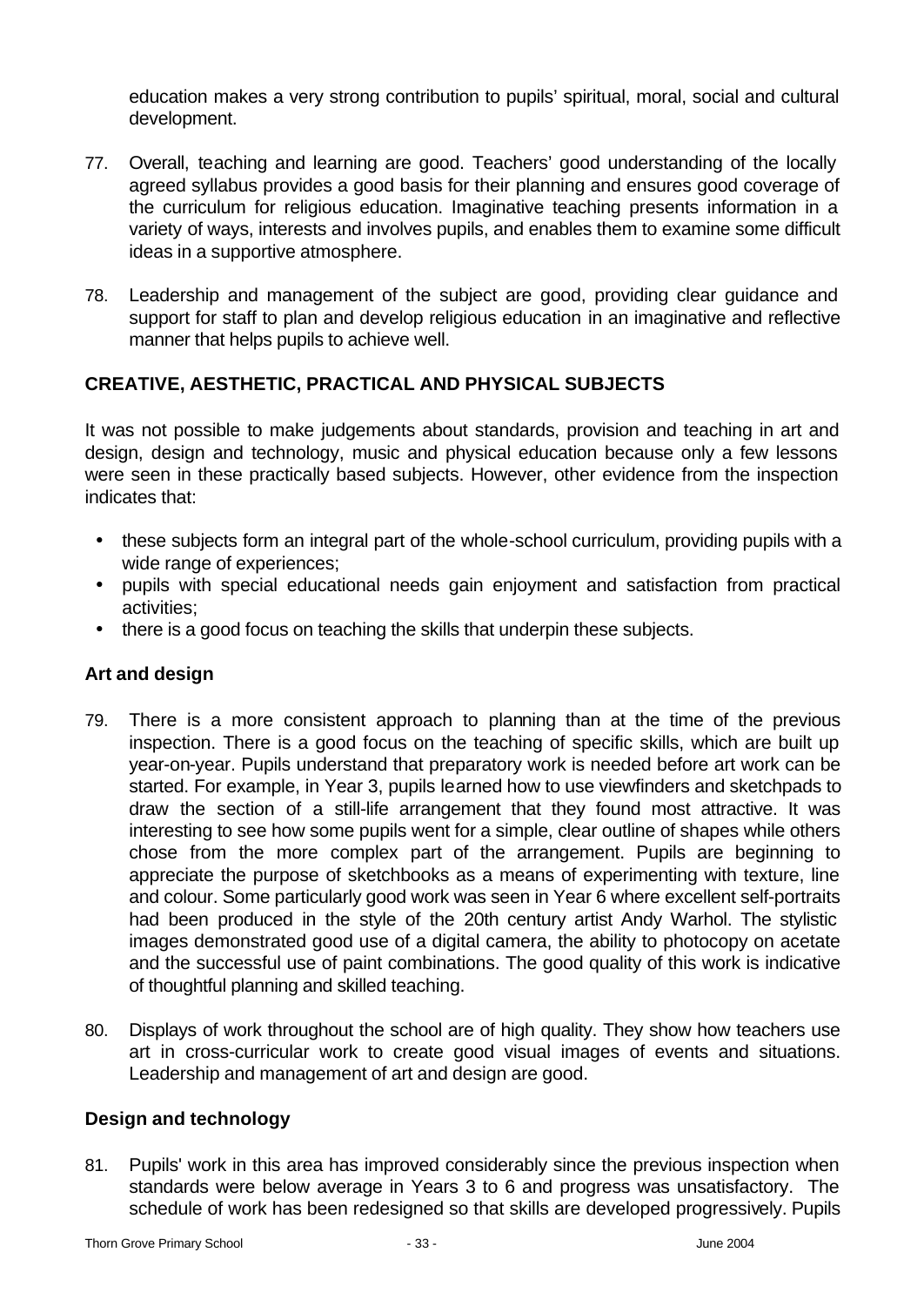education makes a very strong contribution to pupils' spiritual, moral, social and cultural development.

77. Overall, teaching and learning are good. Teachers' good understanding of the locally agreed syllabus provides a good basis for their planning and ensures good coverage of the curriculum for religious education. Imaginative teaching presents information in a variety of ways, interests and involves pupils, and enables them to examine some difficult ideas in a supportive atmosphere.

78. Leadership and management of the subject are good, providing clear guidance and support for staff to plan and develop religious education in an imaginative and reflective manner that helps pupils to achieve well.

## CREATIVE, AESTHETIC, PRACTICAL AND PHYSICAL SUBJECTS

It was not possible to make judgements about standards, provision and teaching in art and design, design and technology, music and physical education because only a few lessons were seen in these practically based subjects. However, other evidence from the inspection indicates that:

- these subjects form an integral part of the whole-school curriculum, providing pupils with a wide range of experiences;
- pupils with special educational needs gain enjoyment and satisfaction from practical activities;
- there is a good focus on teaching the skills that underpin these subjects.

### Art and design

79. There is a more consistent approach to planning than at the time of the previous inspection. There is a good focus on the teaching of specific skills, which are built up year-on-year. Pupils understand that preparatory work is needed before art work can be started. For example, in Year 3, pupils learned how to use viewfinders and sketchpads to draw the section of a still-life arrangement that they found most attractive. It was interesting to see how some pupils went for a simple, clear outline of shapes while others chose from the more complex part of the arrangement. Pupils are beginning to appreciate the purpose of sketchbooks as a means of experimenting with texture, line and colour. Some particularly good work was seen in Year 6 where excellent self-portraits had been produced in the style of the 20th century artist Andy Warhol. The stylistic images demonstrated good use of a digital camera, the ability to photocopy on acetate and the successful use of paint combinations. The good quality of this work is indicative of thoughtful planning and skilled teaching.

80. Displays of work throughout the school are of high quality. They show how teachers use art in cross-curricular work to create good visual images of events and situations. Leadership and management of art and design are good.

### Design and technology

81. Pupils' work in this area has improved considerably since the previous inspection when standards were below average in Years 3 to 6 and progress was unsatisfactory. The schedule of work has been redesigned so that skills are developed progressively. Pupils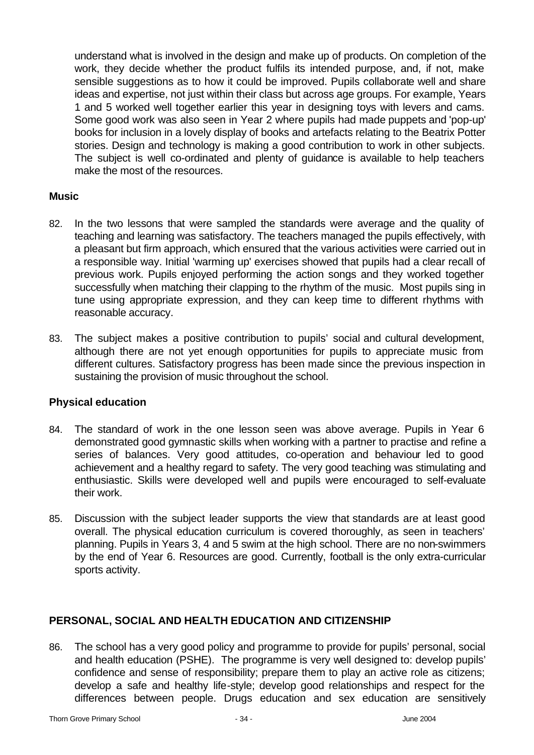understand what is involved in the design and make up of products. On completion of the work, they decide whether the product fulfils its intended purpose, and, if not, make sensible suggestions as to how it could be improved. Pupils collaborate well and share ideas and expertise, not just within their class but across age groups. For example, Years 1 and 5 worked well together earlier this year in designing toys with levers and cams. Some good work was also seen in Year 2 where pupils had made puppets and 'pop-up' books for inclusion in a lovely display of books and artefacts relating to the Beatrix Potter stories. Design and technology is making a good contribution to work in other subjects. The subject is well co-ordinated and plenty of guidance is available to help teachers make the most of the resources.

### Music

82. In the two lessons that were sampled the standards were average and the quality of teaching and learning was satisfactory. The teachers managed the pupils effectively, with a pleasant but firm approach, which ensured that the various activities were carried out in a responsible way. Initial 'warming up' exercises showed that pupils had a clear recall of previous work. Pupils enjoyed performing the action songs and they worked together successfully when matching their clapping to the rhythm of the music. Most pupils sing in tune using appropriate expression, and they can keep time to different rhythms with reasonable accuracy.

83. The subject makes a positive contribution to pupils' social and cultural development, although there are not yet enough opportunities for pupils to appreciate music from different cultures. Satisfactory progress has been made since the previous inspection in sustaining the provision of music throughout the school.

### Physical education

84. The standard of work in the one lesson seen was above average. Pupils in Year 6 demonstrated good gymnastic skills when working with a partner to practise and refine a series of balances. Very good attitudes, co-operation and behaviour led to good achievement and a healthy regard to safety. The very good teaching was stimulating and enthusiastic. Skills were developed well and pupils were encouraged to self-evaluate their work.

85. Discussion with the subject leader supports the view that standards are at least good overall. The physical education curriculum is covered thoroughly, as seen in teachers' planning. Pupils in Years 3, 4 and 5 swim at the high school. There are no non-swimmers by the end of Year 6. Resources are good. Currently, football is the only extra-curricular sports activity.

## PERSONAL, SOCIAL AND HEALTH EDUCATION AND CITIZENSHIP

86. The school has a very good policy and programme to provide for pupils' personal, social and health education (PSHE). The programme is very well designed to: develop pupils' confidence and sense of responsibility; prepare them to play an active role as citizens; develop a safe and healthy life-style; develop good relationships and respect for the differences between people. Drugs education and sex education are sensitively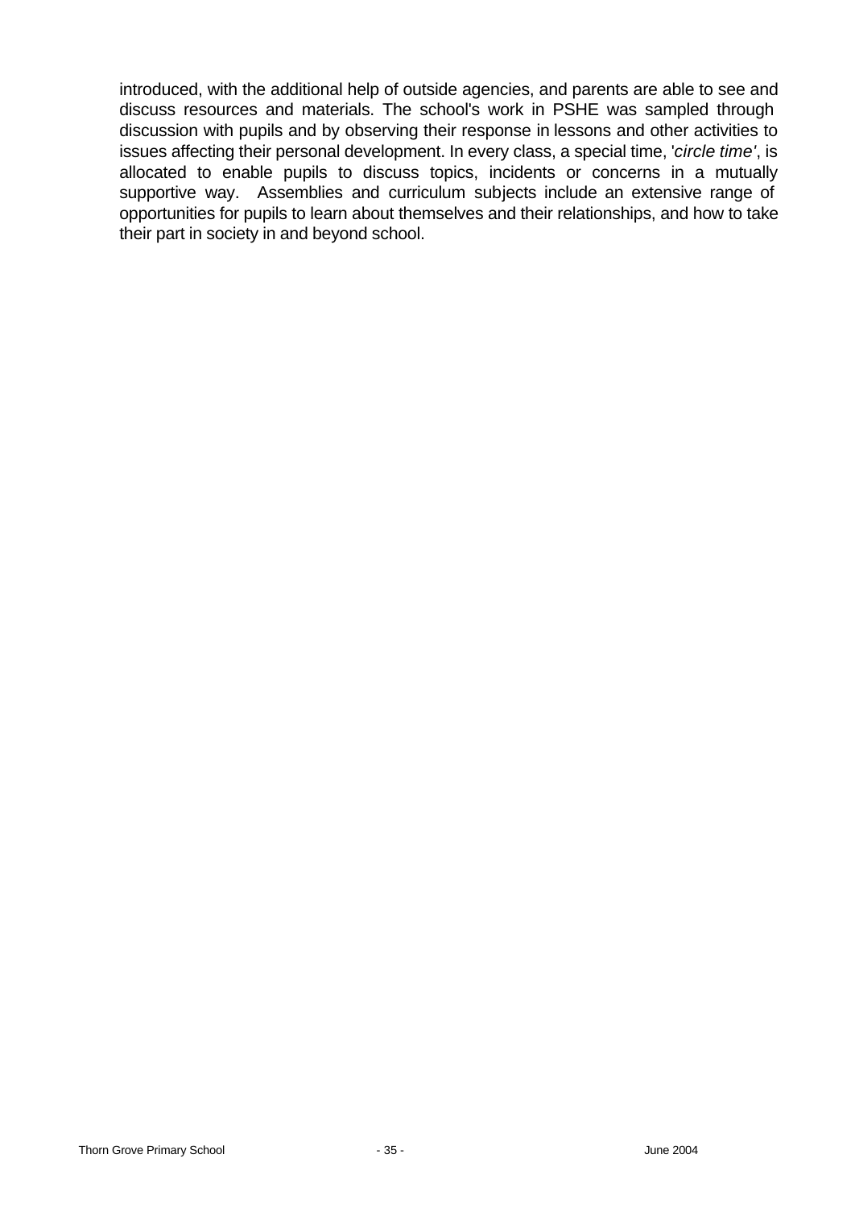introduced, with the additional help of outside agencies, and parents are able to see and discuss resources and materials. The school's work in PSHE was sampled through discussion with pupils and by observing their response in lessons and other activities to issues affecting their personal development. In every class, a special time, '*circle time'*, is allocated to enable pupils to discuss topics, incidents or concerns in a mutually supportive way. Assemblies and curriculum subjects include an extensive range of opportunities for pupils to learn about themselves and their relationships, and how to take their part in society in and beyond school.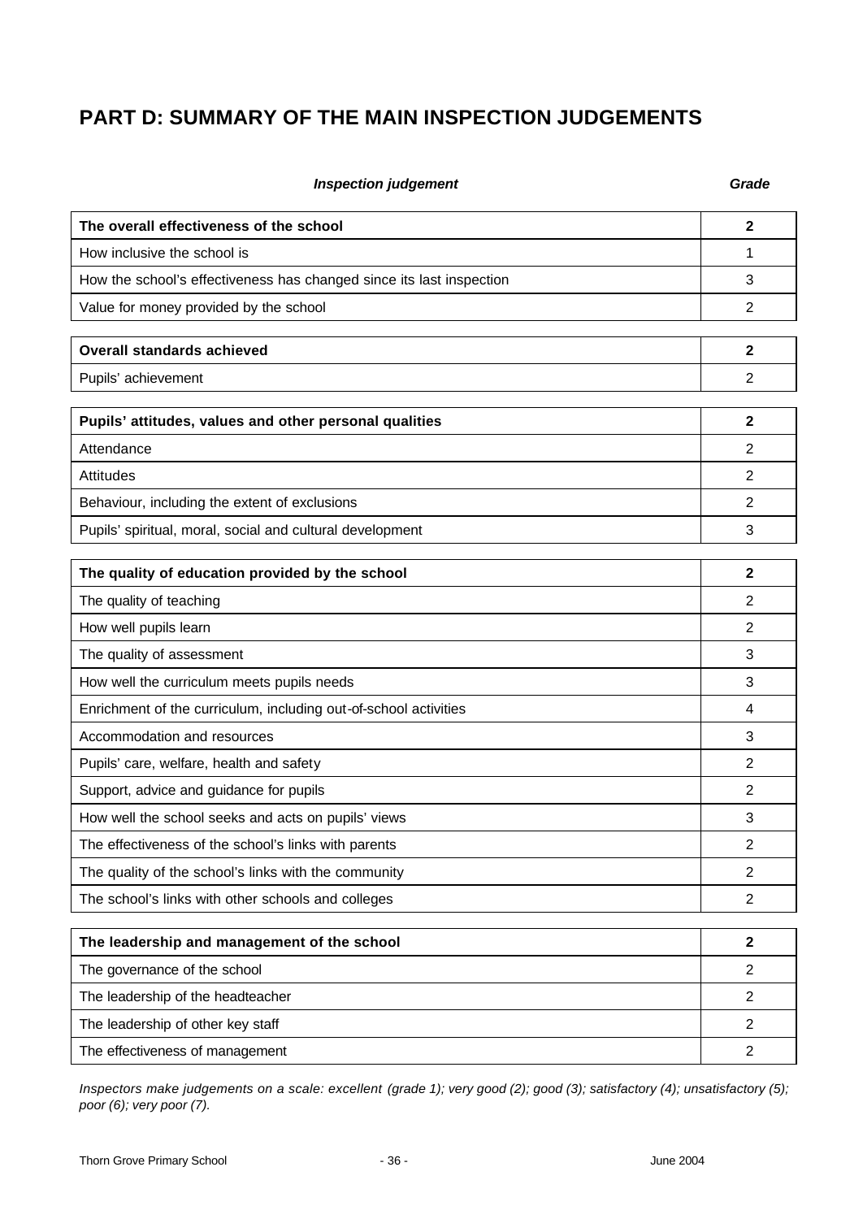# PART D: SUMMARY OF THE MAIN INSPECTION JUDGEMENTS

| *Inspection judgement* | *Grade* |
|---|---|
| **The overall effectiveness of the school** | **2** |
| How inclusive the school is | 1 |
| How the school's effectiveness has changed since its last inspection | 3 |
| Value for money provided by the school | 2 |
| **Overall standards achieved** | **2** |
| Pupils' achievement | 2 |
| **Pupils' attitudes, values and other personal qualities** | **2** |
| Attendance | 2 |
| Attitudes | 2 |
| Behaviour, including the extent of exclusions | 2 |
| Pupils' spiritual, moral, social and cultural development | 3 |
| **The quality of education provided by the school** | **2** |
| The quality of teaching | 2 |
| How well pupils learn | 2 |
| The quality of assessment | 3 |
| How well the curriculum meets pupils needs | 3 |
| Enrichment of the curriculum, including out-of-school activities | 4 |
| Accommodation and resources | 3 |
| Pupils' care, welfare, health and safety | 2 |
| Support, advice and guidance for pupils | 2 |
| How well the school seeks and acts on pupils' views | 3 |
| The effectiveness of the school's links with parents | 2 |
| The quality of the school's links with the community | 2 |
| The school's links with other schools and colleges | 2 |
| **The leadership and management of the school** | **2** |
| The governance of the school | 2 |
| The leadership of the headteacher | 2 |
| The leadership of other key staff | 2 |
| The effectiveness of management | 2 |

*Inspectors make judgements on a scale: excellent (grade 1); very good (2); good (3); satisfactory (4); unsatisfactory (5); poor (6); very poor (7).*